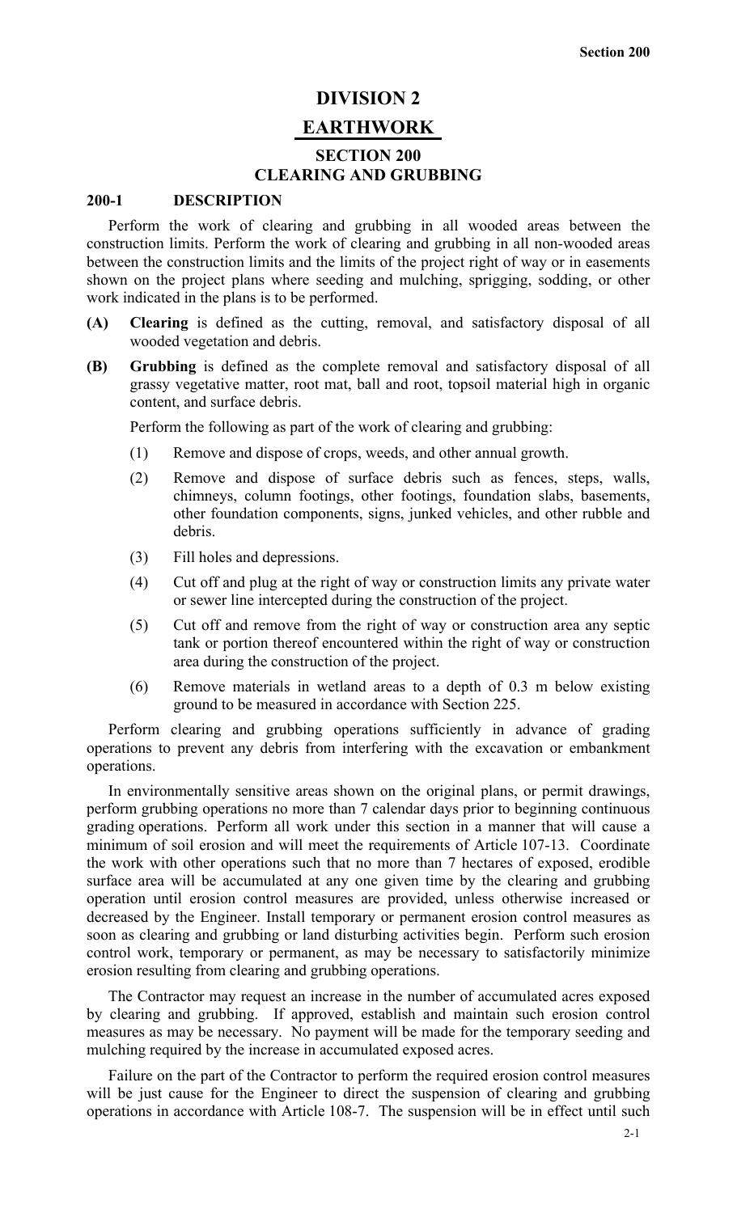# DIVISION 2

# EARTHWORK

## SECTION 200
## CLEARING AND GRUBBING

### 200-1 DESCRIPTION

Perform the work of clearing and grubbing in all wooded areas between the construction limits. Perform the work of clearing and grubbing in all non-wooded areas between the construction limits and the limits of the project right of way or in easements shown on the project plans where seeding and mulching, sprigging, sodding, or other work indicated in the plans is to be performed.

**(A)** **Clearing** is defined as the cutting, removal, and satisfactory disposal of all wooded vegetation and debris.

**(B)** **Grubbing** is defined as the complete removal and satisfactory disposal of all grassy vegetative matter, root mat, ball and root, topsoil material high in organic content, and surface debris.

Perform the following as part of the work of clearing and grubbing:

(1) Remove and dispose of crops, weeds, and other annual growth.

(2) Remove and dispose of surface debris such as fences, steps, walls, chimneys, column footings, other footings, foundation slabs, basements, other foundation components, signs, junked vehicles, and other rubble and debris.

(3) Fill holes and depressions.

(4) Cut off and plug at the right of way or construction limits any private water or sewer line intercepted during the construction of the project.

(5) Cut off and remove from the right of way or construction area any septic tank or portion thereof encountered within the right of way or construction area during the construction of the project.

(6) Remove materials in wetland areas to a depth of 0.3 m below existing ground to be measured in accordance with Section 225.

Perform clearing and grubbing operations sufficiently in advance of grading operations to prevent any debris from interfering with the excavation or embankment operations.

In environmentally sensitive areas shown on the original plans, or permit drawings, perform grubbing operations no more than 7 calendar days prior to beginning continuous grading operations. Perform all work under this section in a manner that will cause a minimum of soil erosion and will meet the requirements of Article 107-13. Coordinate the work with other operations such that no more than 7 hectares of exposed, erodible surface area will be accumulated at any one given time by the clearing and grubbing operation until erosion control measures are provided, unless otherwise increased or decreased by the Engineer. Install temporary or permanent erosion control measures as soon as clearing and grubbing or land disturbing activities begin. Perform such erosion control work, temporary or permanent, as may be necessary to satisfactorily minimize erosion resulting from clearing and grubbing operations.

The Contractor may request an increase in the number of accumulated acres exposed by clearing and grubbing. If approved, establish and maintain such erosion control measures as may be necessary. No payment will be made for the temporary seeding and mulching required by the increase in accumulated exposed acres.

Failure on the part of the Contractor to perform the required erosion control measures will be just cause for the Engineer to direct the suspension of clearing and grubbing operations in accordance with Article 108-7. The suspension will be in effect until such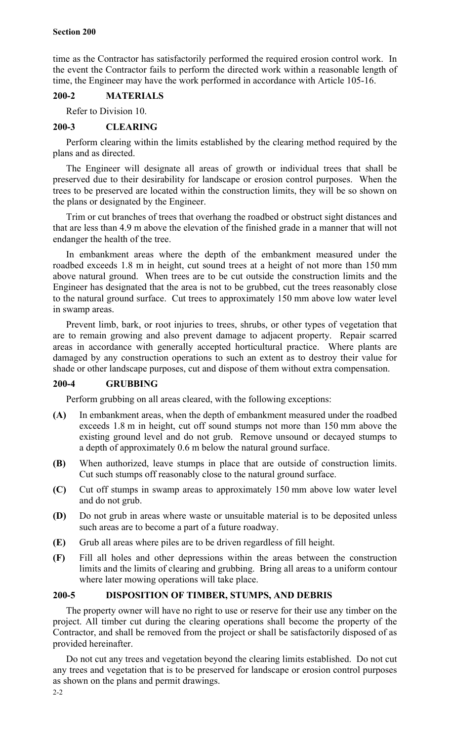time as the Contractor has satisfactorily performed the required erosion control work. In the event the Contractor fails to perform the directed work within a reasonable length of time, the Engineer may have the work performed in accordance with Article 105-16.

## 200-2 MATERIALS

Refer to Division 10.

## 200-3 CLEARING

Perform clearing within the limits established by the clearing method required by the plans and as directed.

The Engineer will designate all areas of growth or individual trees that shall be preserved due to their desirability for landscape or erosion control purposes. When the trees to be preserved are located within the construction limits, they will be so shown on the plans or designated by the Engineer.

Trim or cut branches of trees that overhang the roadbed or obstruct sight distances and that are less than 4.9 m above the elevation of the finished grade in a manner that will not endanger the health of the tree.

In embankment areas where the depth of the embankment measured under the roadbed exceeds 1.8 m in height, cut sound trees at a height of not more than 150 mm above natural ground. When trees are to be cut outside the construction limits and the Engineer has designated that the area is not to be grubbed, cut the trees reasonably close to the natural ground surface. Cut trees to approximately 150 mm above low water level in swamp areas.

Prevent limb, bark, or root injuries to trees, shrubs, or other types of vegetation that are to remain growing and also prevent damage to adjacent property. Repair scarred areas in accordance with generally accepted horticultural practice. Where plants are damaged by any construction operations to such an extent as to destroy their value for shade or other landscape purposes, cut and dispose of them without extra compensation.

## 200-4 GRUBBING

Perform grubbing on all areas cleared, with the following exceptions:

- **(A)** In embankment areas, when the depth of embankment measured under the roadbed exceeds 1.8 m in height, cut off sound stumps not more than 150 mm above the existing ground level and do not grub. Remove unsound or decayed stumps to a depth of approximately 0.6 m below the natural ground surface.
- **(B)** When authorized, leave stumps in place that are outside of construction limits. Cut such stumps off reasonably close to the natural ground surface.
- **(C)** Cut off stumps in swamp areas to approximately 150 mm above low water level and do not grub.
- **(D)** Do not grub in areas where waste or unsuitable material is to be deposited unless such areas are to become a part of a future roadway.
- **(E)** Grub all areas where piles are to be driven regardless of fill height.
- **(F)** Fill all holes and other depressions within the areas between the construction limits and the limits of clearing and grubbing. Bring all areas to a uniform contour where later mowing operations will take place.

## 200-5 DISPOSITION OF TIMBER, STUMPS, AND DEBRIS

The property owner will have no right to use or reserve for their use any timber on the project. All timber cut during the clearing operations shall become the property of the Contractor, and shall be removed from the project or shall be satisfactorily disposed of as provided hereinafter.

Do not cut any trees and vegetation beyond the clearing limits established. Do not cut any trees and vegetation that is to be preserved for landscape or erosion control purposes as shown on the plans and permit drawings.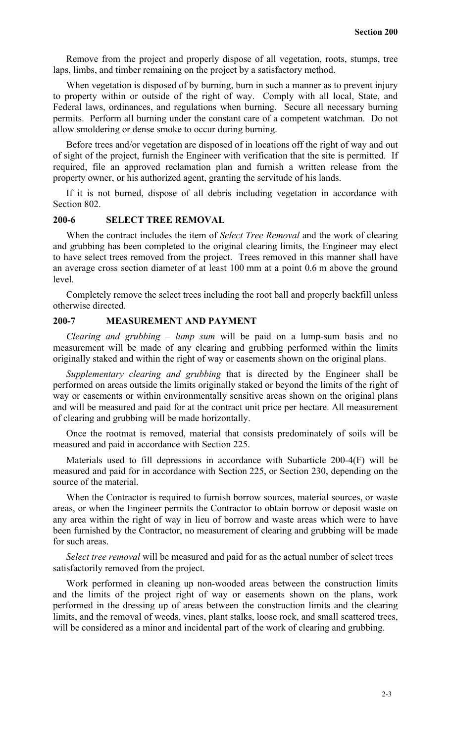Remove from the project and properly dispose of all vegetation, roots, stumps, tree laps, limbs, and timber remaining on the project by a satisfactory method.

When vegetation is disposed of by burning, burn in such a manner as to prevent injury to property within or outside of the right of way. Comply with all local, State, and Federal laws, ordinances, and regulations when burning. Secure all necessary burning permits. Perform all burning under the constant care of a competent watchman. Do not allow smoldering or dense smoke to occur during burning.

Before trees and/or vegetation are disposed of in locations off the right of way and out of sight of the project, furnish the Engineer with verification that the site is permitted. If required, file an approved reclamation plan and furnish a written release from the property owner, or his authorized agent, granting the servitude of his lands.

If it is not burned, dispose of all debris including vegetation in accordance with Section 802.

## 200-6 SELECT TREE REMOVAL

When the contract includes the item of *Select Tree Removal* and the work of clearing and grubbing has been completed to the original clearing limits, the Engineer may elect to have select trees removed from the project. Trees removed in this manner shall have an average cross section diameter of at least 100 mm at a point 0.6 m above the ground level.

Completely remove the select trees including the root ball and properly backfill unless otherwise directed.

## 200-7 MEASUREMENT AND PAYMENT

*Clearing and grubbing – lump sum* will be paid on a lump-sum basis and no measurement will be made of any clearing and grubbing performed within the limits originally staked and within the right of way or easements shown on the original plans.

*Supplementary clearing and grubbing* that is directed by the Engineer shall be performed on areas outside the limits originally staked or beyond the limits of the right of way or easements or within environmentally sensitive areas shown on the original plans and will be measured and paid for at the contract unit price per hectare. All measurement of clearing and grubbing will be made horizontally.

Once the rootmat is removed, material that consists predominately of soils will be measured and paid in accordance with Section 225.

Materials used to fill depressions in accordance with Subarticle 200-4(F) will be measured and paid for in accordance with Section 225, or Section 230, depending on the source of the material.

When the Contractor is required to furnish borrow sources, material sources, or waste areas, or when the Engineer permits the Contractor to obtain borrow or deposit waste on any area within the right of way in lieu of borrow and waste areas which were to have been furnished by the Contractor, no measurement of clearing and grubbing will be made for such areas.

*Select tree removal* will be measured and paid for as the actual number of select trees satisfactorily removed from the project.

Work performed in cleaning up non-wooded areas between the construction limits and the limits of the project right of way or easements shown on the plans, work performed in the dressing up of areas between the construction limits and the clearing limits, and the removal of weeds, vines, plant stalks, loose rock, and small scattered trees, will be considered as a minor and incidental part of the work of clearing and grubbing.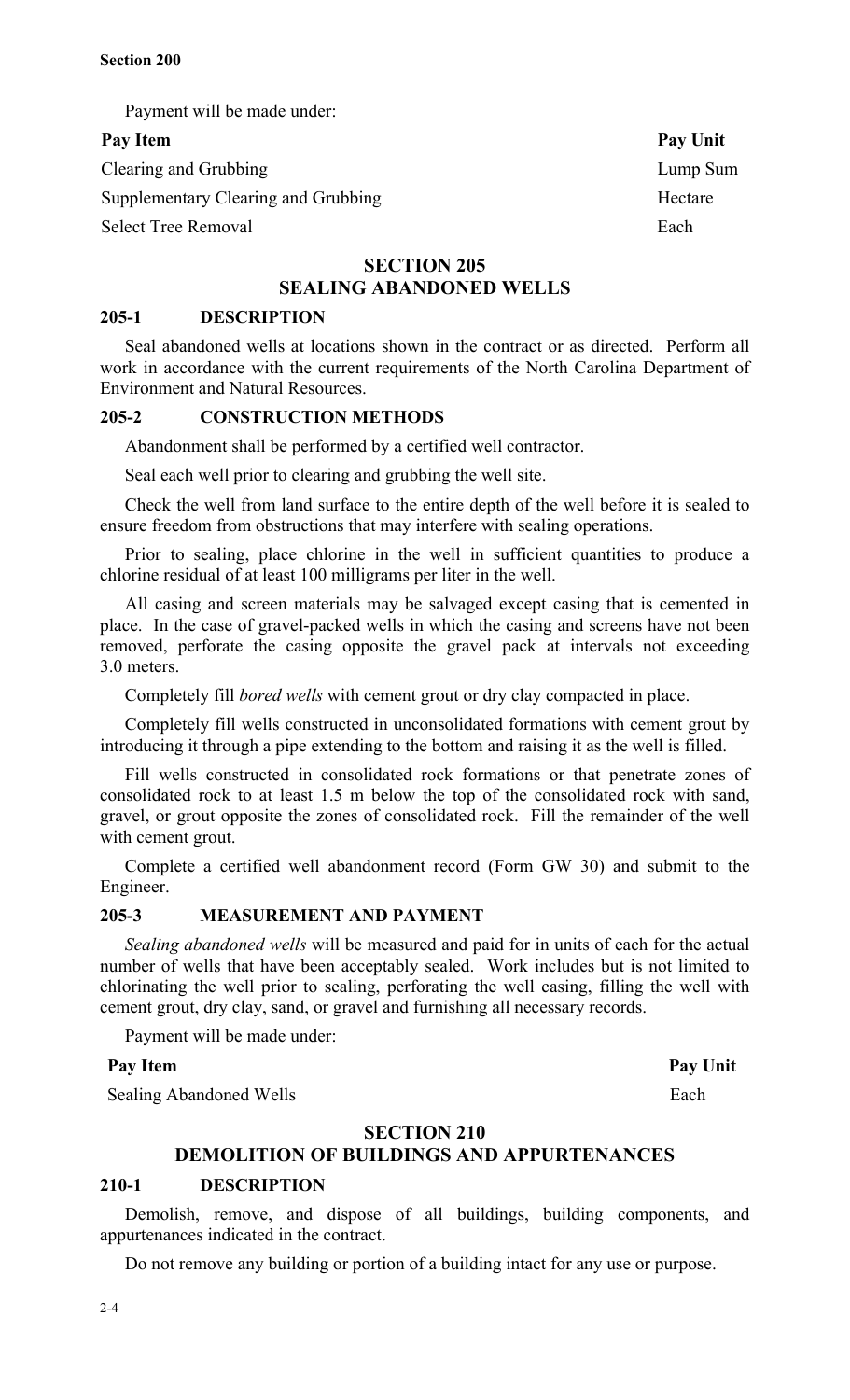Payment will be made under:

| Pay Item | Pay Unit |
|---|---|
| Clearing and Grubbing | Lump Sum |
| Supplementary Clearing and Grubbing | Hectare |
| Select Tree Removal | Each |

## SECTION 205
## SEALING ABANDONED WELLS

### 205-1 DESCRIPTION

Seal abandoned wells at locations shown in the contract or as directed. Perform all work in accordance with the current requirements of the North Carolina Department of Environment and Natural Resources.

### 205-2 CONSTRUCTION METHODS

Abandonment shall be performed by a certified well contractor.

Seal each well prior to clearing and grubbing the well site.

Check the well from land surface to the entire depth of the well before it is sealed to ensure freedom from obstructions that may interfere with sealing operations.

Prior to sealing, place chlorine in the well in sufficient quantities to produce a chlorine residual of at least 100 milligrams per liter in the well.

All casing and screen materials may be salvaged except casing that is cemented in place. In the case of gravel-packed wells in which the casing and screens have not been removed, perforate the casing opposite the gravel pack at intervals not exceeding 3.0 meters.

Completely fill *bored wells* with cement grout or dry clay compacted in place.

Completely fill wells constructed in unconsolidated formations with cement grout by introducing it through a pipe extending to the bottom and raising it as the well is filled.

Fill wells constructed in consolidated rock formations or that penetrate zones of consolidated rock to at least 1.5 m below the top of the consolidated rock with sand, gravel, or grout opposite the zones of consolidated rock. Fill the remainder of the well with cement grout.

Complete a certified well abandonment record (Form GW 30) and submit to the Engineer.

### 205-3 MEASUREMENT AND PAYMENT

*Sealing abandoned wells* will be measured and paid for in units of each for the actual number of wells that have been acceptably sealed. Work includes but is not limited to chlorinating the well prior to sealing, perforating the well casing, filling the well with cement grout, dry clay, sand, or gravel and furnishing all necessary records.

Payment will be made under:

| Pay Item | Pay Unit |
|---|---|
| Sealing Abandoned Wells | Each |

## SECTION 210
## DEMOLITION OF BUILDINGS AND APPURTENANCES

### 210-1 DESCRIPTION

Demolish, remove, and dispose of all buildings, building components, and appurtenances indicated in the contract.

Do not remove any building or portion of a building intact for any use or purpose.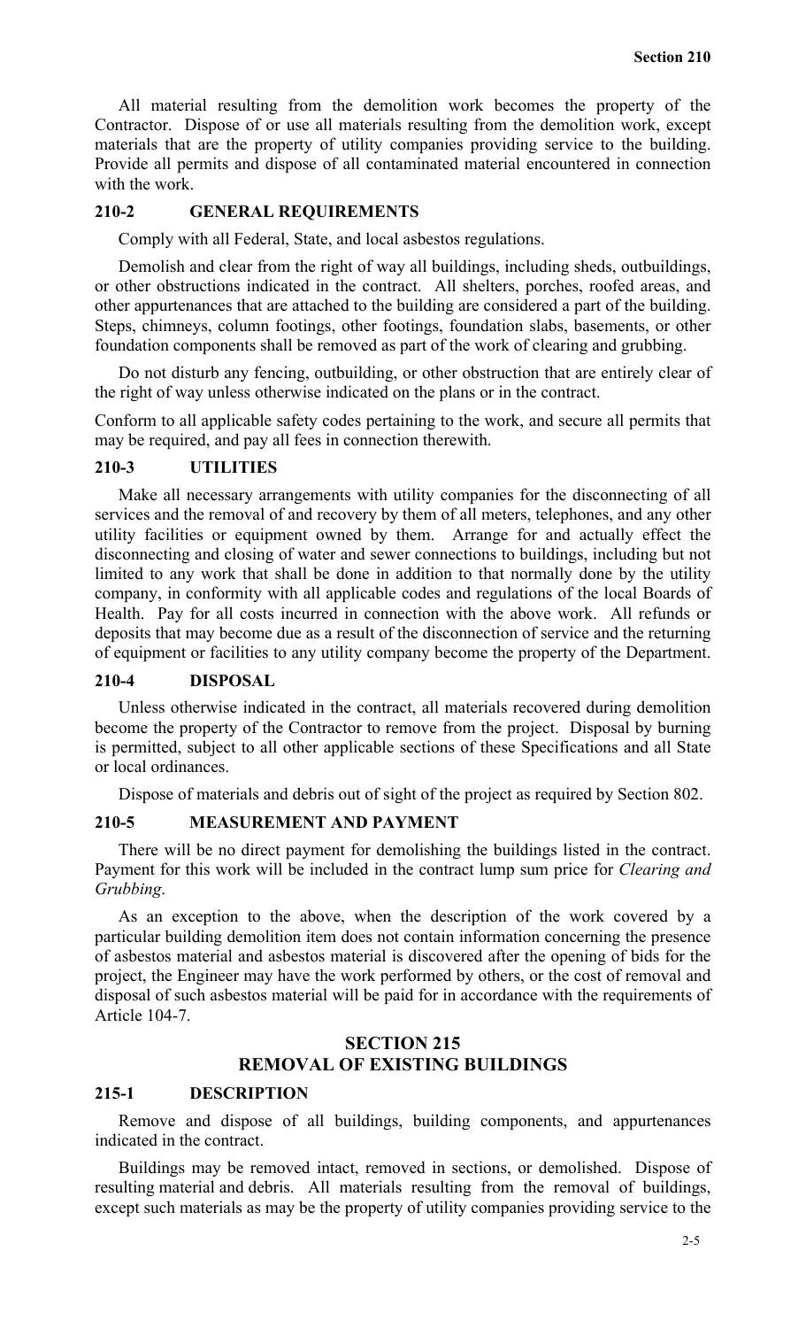All material resulting from the demolition work becomes the property of the Contractor. Dispose of or use all materials resulting from the demolition work, except materials that are the property of utility companies providing service to the building. Provide all permits and dispose of all contaminated material encountered in connection with the work.

### 210-2 GENERAL REQUIREMENTS

Comply with all Federal, State, and local asbestos regulations.

Demolish and clear from the right of way all buildings, including sheds, outbuildings, or other obstructions indicated in the contract. All shelters, porches, roofed areas, and other appurtenances that are attached to the building are considered a part of the building. Steps, chimneys, column footings, other footings, foundation slabs, basements, or other foundation components shall be removed as part of the work of clearing and grubbing.

Do not disturb any fencing, outbuilding, or other obstruction that are entirely clear of the right of way unless otherwise indicated on the plans or in the contract.

Conform to all applicable safety codes pertaining to the work, and secure all permits that may be required, and pay all fees in connection therewith.

### 210-3 UTILITIES

Make all necessary arrangements with utility companies for the disconnecting of all services and the removal of and recovery by them of all meters, telephones, and any other utility facilities or equipment owned by them. Arrange for and actually effect the disconnecting and closing of water and sewer connections to buildings, including but not limited to any work that shall be done in addition to that normally done by the utility company, in conformity with all applicable codes and regulations of the local Boards of Health. Pay for all costs incurred in connection with the above work. All refunds or deposits that may become due as a result of the disconnection of service and the returning of equipment or facilities to any utility company become the property of the Department.

### 210-4 DISPOSAL

Unless otherwise indicated in the contract, all materials recovered during demolition become the property of the Contractor to remove from the project. Disposal by burning is permitted, subject to all other applicable sections of these Specifications and all State or local ordinances.

Dispose of materials and debris out of sight of the project as required by Section 802.

### 210-5 MEASUREMENT AND PAYMENT

There will be no direct payment for demolishing the buildings listed in the contract. Payment for this work will be included in the contract lump sum price for *Clearing and Grubbing*.

As an exception to the above, when the description of the work covered by a particular building demolition item does not contain information concerning the presence of asbestos material and asbestos material is discovered after the opening of bids for the project, the Engineer may have the work performed by others, or the cost of removal and disposal of such asbestos material will be paid for in accordance with the requirements of Article 104-7.

## SECTION 215
## REMOVAL OF EXISTING BUILDINGS

### 215-1 DESCRIPTION

Remove and dispose of all buildings, building components, and appurtenances indicated in the contract.

Buildings may be removed intact, removed in sections, or demolished. Dispose of resulting material and debris. All materials resulting from the removal of buildings, except such materials as may be the property of utility companies providing service to the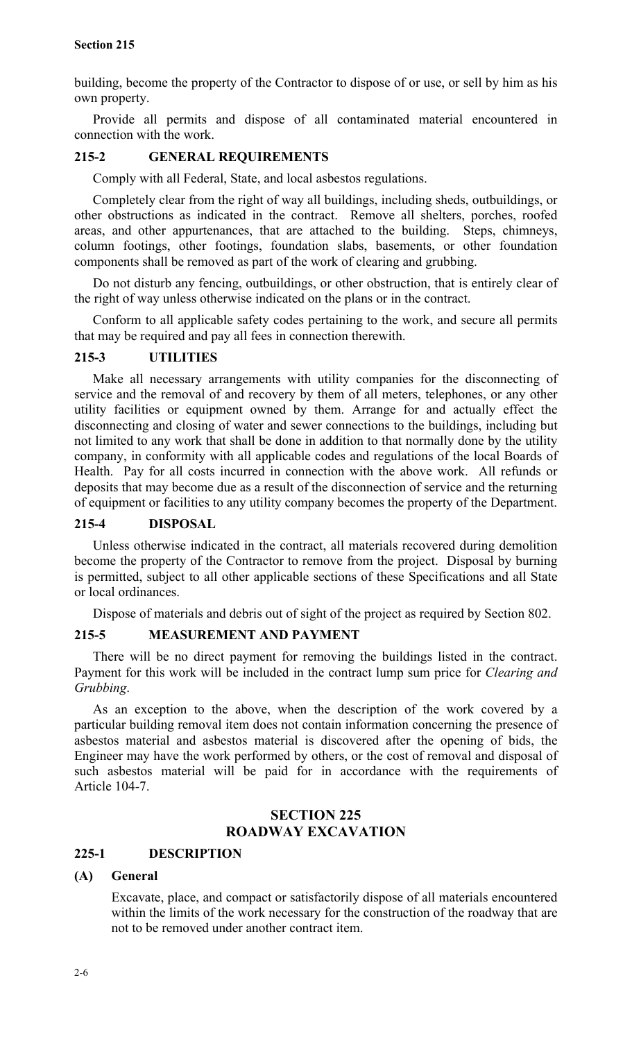building, become the property of the Contractor to dispose of or use, or sell by him as his own property.

Provide all permits and dispose of all contaminated material encountered in connection with the work.

### 215-2 GENERAL REQUIREMENTS

Comply with all Federal, State, and local asbestos regulations.

Completely clear from the right of way all buildings, including sheds, outbuildings, or other obstructions as indicated in the contract. Remove all shelters, porches, roofed areas, and other appurtenances, that are attached to the building. Steps, chimneys, column footings, other footings, foundation slabs, basements, or other foundation components shall be removed as part of the work of clearing and grubbing.

Do not disturb any fencing, outbuildings, or other obstruction, that is entirely clear of the right of way unless otherwise indicated on the plans or in the contract.

Conform to all applicable safety codes pertaining to the work, and secure all permits that may be required and pay all fees in connection therewith.

### 215-3 UTILITIES

Make all necessary arrangements with utility companies for the disconnecting of service and the removal of and recovery by them of all meters, telephones, or any other utility facilities or equipment owned by them. Arrange for and actually effect the disconnecting and closing of water and sewer connections to the buildings, including but not limited to any work that shall be done in addition to that normally done by the utility company, in conformity with all applicable codes and regulations of the local Boards of Health. Pay for all costs incurred in connection with the above work. All refunds or deposits that may become due as a result of the disconnection of service and the returning of equipment or facilities to any utility company becomes the property of the Department.

### 215-4 DISPOSAL

Unless otherwise indicated in the contract, all materials recovered during demolition become the property of the Contractor to remove from the project. Disposal by burning is permitted, subject to all other applicable sections of these Specifications and all State or local ordinances.

Dispose of materials and debris out of sight of the project as required by Section 802.

### 215-5 MEASUREMENT AND PAYMENT

There will be no direct payment for removing the buildings listed in the contract. Payment for this work will be included in the contract lump sum price for *Clearing and Grubbing*.

As an exception to the above, when the description of the work covered by a particular building removal item does not contain information concerning the presence of asbestos material and asbestos material is discovered after the opening of bids, the Engineer may have the work performed by others, or the cost of removal and disposal of such asbestos material will be paid for in accordance with the requirements of Article 104-7.

## SECTION 225
## ROADWAY EXCAVATION

### 225-1 DESCRIPTION

#### (A) General

Excavate, place, and compact or satisfactorily dispose of all materials encountered within the limits of the work necessary for the construction of the roadway that are not to be removed under another contract item.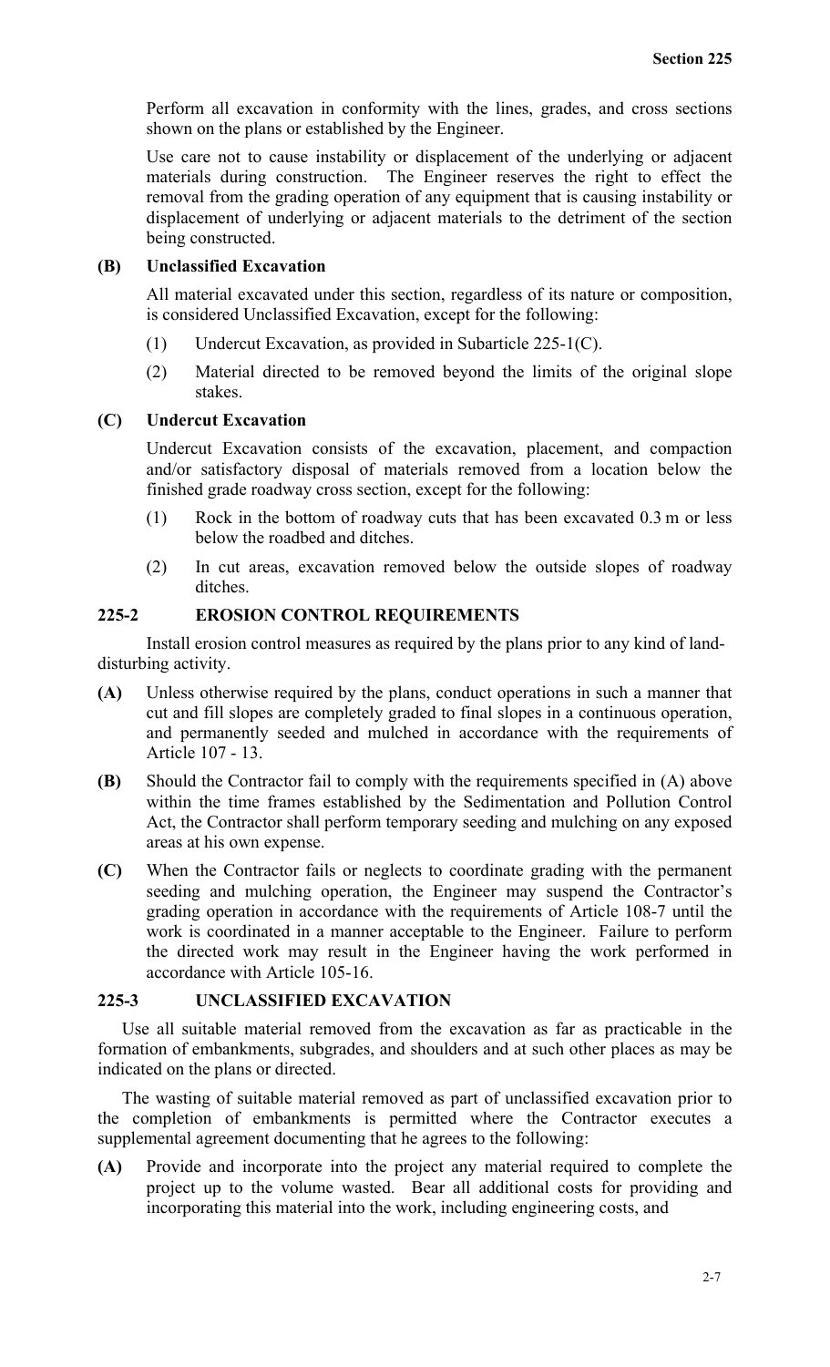Perform all excavation in conformity with the lines, grades, and cross sections shown on the plans or established by the Engineer.

Use care not to cause instability or displacement of the underlying or adjacent materials during construction. The Engineer reserves the right to effect the removal from the grading operation of any equipment that is causing instability or displacement of underlying or adjacent materials to the detriment of the section being constructed.

**(B) Unclassified Excavation**

All material excavated under this section, regardless of its nature or composition, is considered Unclassified Excavation, except for the following:

(1) Undercut Excavation, as provided in Subarticle 225-1(C).

(2) Material directed to be removed beyond the limits of the original slope stakes.

**(C) Undercut Excavation**

Undercut Excavation consists of the excavation, placement, and compaction and/or satisfactory disposal of materials removed from a location below the finished grade roadway cross section, except for the following:

(1) Rock in the bottom of roadway cuts that has been excavated 0.3 m or less below the roadbed and ditches.

(2) In cut areas, excavation removed below the outside slopes of roadway ditches.

## 225-2 EROSION CONTROL REQUIREMENTS

Install erosion control measures as required by the plans prior to any kind of land-disturbing activity.

**(A)** Unless otherwise required by the plans, conduct operations in such a manner that cut and fill slopes are completely graded to final slopes in a continuous operation, and permanently seeded and mulched in accordance with the requirements of Article 107 - 13.

**(B)** Should the Contractor fail to comply with the requirements specified in (A) above within the time frames established by the Sedimentation and Pollution Control Act, the Contractor shall perform temporary seeding and mulching on any exposed areas at his own expense.

**(C)** When the Contractor fails or neglects to coordinate grading with the permanent seeding and mulching operation, the Engineer may suspend the Contractor's grading operation in accordance with the requirements of Article 108-7 until the work is coordinated in a manner acceptable to the Engineer. Failure to perform the directed work may result in the Engineer having the work performed in accordance with Article 105-16.

## 225-3 UNCLASSIFIED EXCAVATION

Use all suitable material removed from the excavation as far as practicable in the formation of embankments, subgrades, and shoulders and at such other places as may be indicated on the plans or directed.

The wasting of suitable material removed as part of unclassified excavation prior to the completion of embankments is permitted where the Contractor executes a supplemental agreement documenting that he agrees to the following:

**(A)** Provide and incorporate into the project any material required to complete the project up to the volume wasted. Bear all additional costs for providing and incorporating this material into the work, including engineering costs, and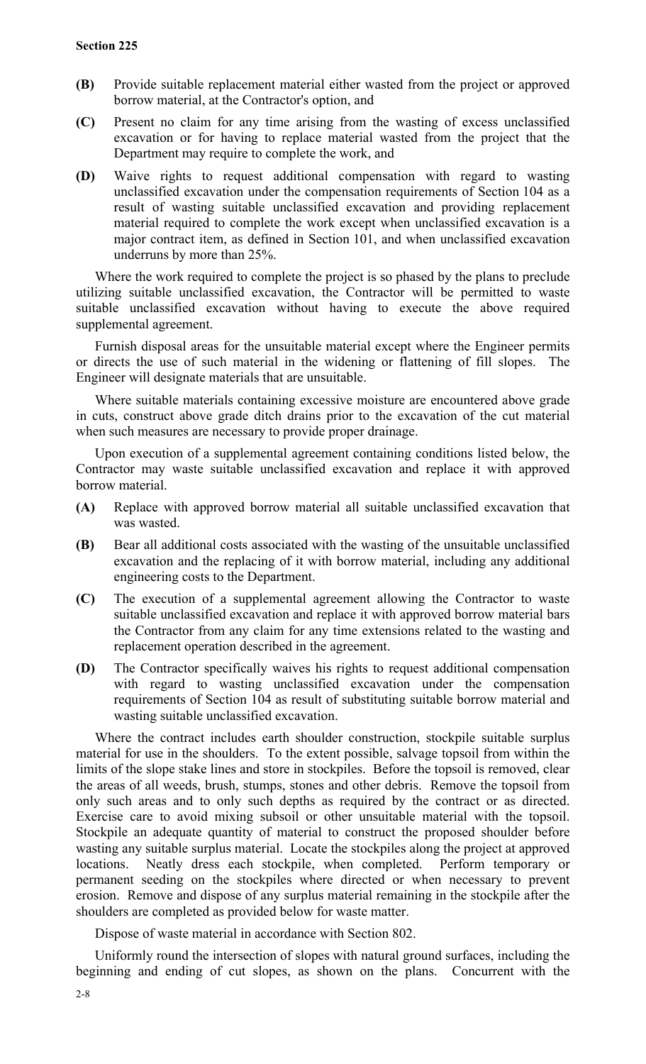**(B)** Provide suitable replacement material either wasted from the project or approved borrow material, at the Contractor's option, and

**(C)** Present no claim for any time arising from the wasting of excess unclassified excavation or for having to replace material wasted from the project that the Department may require to complete the work, and

**(D)** Waive rights to request additional compensation with regard to wasting unclassified excavation under the compensation requirements of Section 104 as a result of wasting suitable unclassified excavation and providing replacement material required to complete the work except when unclassified excavation is a major contract item, as defined in Section 101, and when unclassified excavation underruns by more than 25%.

Where the work required to complete the project is so phased by the plans to preclude utilizing suitable unclassified excavation, the Contractor will be permitted to waste suitable unclassified excavation without having to execute the above required supplemental agreement.

Furnish disposal areas for the unsuitable material except where the Engineer permits or directs the use of such material in the widening or flattening of fill slopes. The Engineer will designate materials that are unsuitable.

Where suitable materials containing excessive moisture are encountered above grade in cuts, construct above grade ditch drains prior to the excavation of the cut material when such measures are necessary to provide proper drainage.

Upon execution of a supplemental agreement containing conditions listed below, the Contractor may waste suitable unclassified excavation and replace it with approved borrow material.

**(A)** Replace with approved borrow material all suitable unclassified excavation that was wasted.

**(B)** Bear all additional costs associated with the wasting of the unsuitable unclassified excavation and the replacing of it with borrow material, including any additional engineering costs to the Department.

**(C)** The execution of a supplemental agreement allowing the Contractor to waste suitable unclassified excavation and replace it with approved borrow material bars the Contractor from any claim for any time extensions related to the wasting and replacement operation described in the agreement.

**(D)** The Contractor specifically waives his rights to request additional compensation with regard to wasting unclassified excavation under the compensation requirements of Section 104 as result of substituting suitable borrow material and wasting suitable unclassified excavation.

Where the contract includes earth shoulder construction, stockpile suitable surplus material for use in the shoulders. To the extent possible, salvage topsoil from within the limits of the slope stake lines and store in stockpiles. Before the topsoil is removed, clear the areas of all weeds, brush, stumps, stones and other debris. Remove the topsoil from only such areas and to only such depths as required by the contract or as directed. Exercise care to avoid mixing subsoil or other unsuitable material with the topsoil. Stockpile an adequate quantity of material to construct the proposed shoulder before wasting any suitable surplus material. Locate the stockpiles along the project at approved locations. Neatly dress each stockpile, when completed. Perform temporary or permanent seeding on the stockpiles where directed or when necessary to prevent erosion. Remove and dispose of any surplus material remaining in the stockpile after the shoulders are completed as provided below for waste matter.

Dispose of waste material in accordance with Section 802.

Uniformly round the intersection of slopes with natural ground surfaces, including the beginning and ending of cut slopes, as shown on the plans. Concurrent with the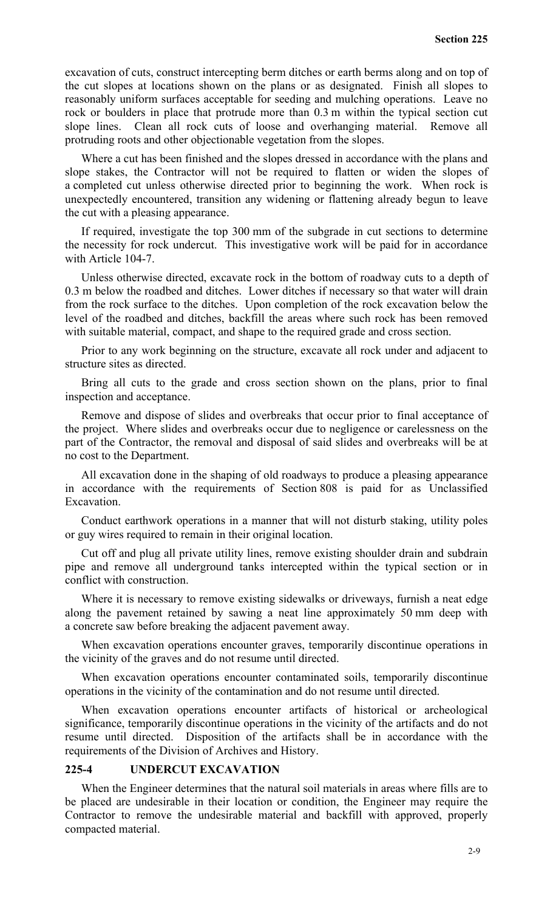excavation of cuts, construct intercepting berm ditches or earth berms along and on top of the cut slopes at locations shown on the plans or as designated. Finish all slopes to reasonably uniform surfaces acceptable for seeding and mulching operations. Leave no rock or boulders in place that protrude more than 0.3 m within the typical section cut slope lines. Clean all rock cuts of loose and overhanging material. Remove all protruding roots and other objectionable vegetation from the slopes.

Where a cut has been finished and the slopes dressed in accordance with the plans and slope stakes, the Contractor will not be required to flatten or widen the slopes of a completed cut unless otherwise directed prior to beginning the work. When rock is unexpectedly encountered, transition any widening or flattening already begun to leave the cut with a pleasing appearance.

If required, investigate the top 300 mm of the subgrade in cut sections to determine the necessity for rock undercut. This investigative work will be paid for in accordance with Article 104-7.

Unless otherwise directed, excavate rock in the bottom of roadway cuts to a depth of 0.3 m below the roadbed and ditches. Lower ditches if necessary so that water will drain from the rock surface to the ditches. Upon completion of the rock excavation below the level of the roadbed and ditches, backfill the areas where such rock has been removed with suitable material, compact, and shape to the required grade and cross section.

Prior to any work beginning on the structure, excavate all rock under and adjacent to structure sites as directed.

Bring all cuts to the grade and cross section shown on the plans, prior to final inspection and acceptance.

Remove and dispose of slides and overbreaks that occur prior to final acceptance of the project. Where slides and overbreaks occur due to negligence or carelessness on the part of the Contractor, the removal and disposal of said slides and overbreaks will be at no cost to the Department.

All excavation done in the shaping of old roadways to produce a pleasing appearance in accordance with the requirements of Section 808 is paid for as Unclassified Excavation.

Conduct earthwork operations in a manner that will not disturb staking, utility poles or guy wires required to remain in their original location.

Cut off and plug all private utility lines, remove existing shoulder drain and subdrain pipe and remove all underground tanks intercepted within the typical section or in conflict with construction.

Where it is necessary to remove existing sidewalks or driveways, furnish a neat edge along the pavement retained by sawing a neat line approximately 50 mm deep with a concrete saw before breaking the adjacent pavement away.

When excavation operations encounter graves, temporarily discontinue operations in the vicinity of the graves and do not resume until directed.

When excavation operations encounter contaminated soils, temporarily discontinue operations in the vicinity of the contamination and do not resume until directed.

When excavation operations encounter artifacts of historical or archeological significance, temporarily discontinue operations in the vicinity of the artifacts and do not resume until directed. Disposition of the artifacts shall be in accordance with the requirements of the Division of Archives and History.

## 225-4 UNDERCUT EXCAVATION

When the Engineer determines that the natural soil materials in areas where fills are to be placed are undesirable in their location or condition, the Engineer may require the Contractor to remove the undesirable material and backfill with approved, properly compacted material.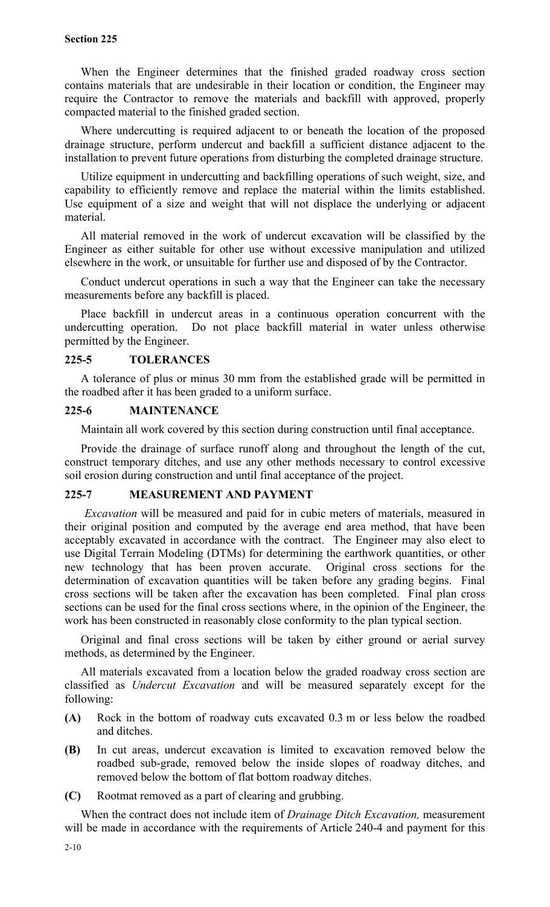When the Engineer determines that the finished graded roadway cross section contains materials that are undesirable in their location or condition, the Engineer may require the Contractor to remove the materials and backfill with approved, properly compacted material to the finished graded section.

Where undercutting is required adjacent to or beneath the location of the proposed drainage structure, perform undercut and backfill a sufficient distance adjacent to the installation to prevent future operations from disturbing the completed drainage structure.

Utilize equipment in undercutting and backfilling operations of such weight, size, and capability to efficiently remove and replace the material within the limits established. Use equipment of a size and weight that will not displace the underlying or adjacent material.

All material removed in the work of undercut excavation will be classified by the Engineer as either suitable for other use without excessive manipulation and utilized elsewhere in the work, or unsuitable for further use and disposed of by the Contractor.

Conduct undercut operations in such a way that the Engineer can take the necessary measurements before any backfill is placed.

Place backfill in undercut areas in a continuous operation concurrent with the undercutting operation. Do not place backfill material in water unless otherwise permitted by the Engineer.

## 225-5 TOLERANCES

A tolerance of plus or minus 30 mm from the established grade will be permitted in the roadbed after it has been graded to a uniform surface.

## 225-6 MAINTENANCE

Maintain all work covered by this section during construction until final acceptance.

Provide the drainage of surface runoff along and throughout the length of the cut, construct temporary ditches, and use any other methods necessary to control excessive soil erosion during construction and until final acceptance of the project.

## 225-7 MEASUREMENT AND PAYMENT

*Excavation* will be measured and paid for in cubic meters of materials, measured in their original position and computed by the average end area method, that have been acceptably excavated in accordance with the contract. The Engineer may also elect to use Digital Terrain Modeling (DTMs) for determining the earthwork quantities, or other new technology that has been proven accurate. Original cross sections for the determination of excavation quantities will be taken before any grading begins. Final cross sections will be taken after the excavation has been completed. Final plan cross sections can be used for the final cross sections where, in the opinion of the Engineer, the work has been constructed in reasonably close conformity to the plan typical section.

Original and final cross sections will be taken by either ground or aerial survey methods, as determined by the Engineer.

All materials excavated from a location below the graded roadway cross section are classified as *Undercut Excavation* and will be measured separately except for the following:

**(A)** Rock in the bottom of roadway cuts excavated 0.3 m or less below the roadbed and ditches.

**(B)** In cut areas, undercut excavation is limited to excavation removed below the roadbed sub-grade, removed below the inside slopes of roadway ditches, and removed below the bottom of flat bottom roadway ditches.

**(C)** Rootmat removed as a part of clearing and grubbing.

When the contract does not include item of *Drainage Ditch Excavation,* measurement will be made in accordance with the requirements of Article 240-4 and payment for this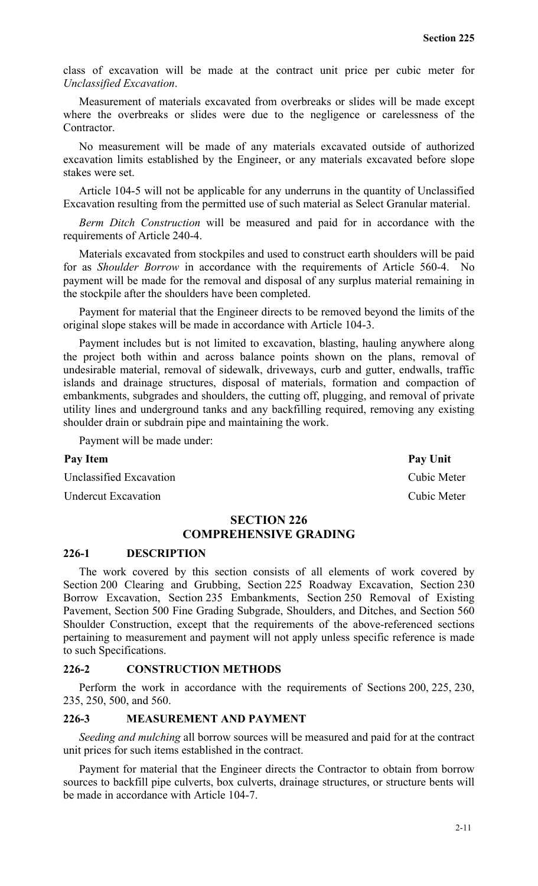class of excavation will be made at the contract unit price per cubic meter for *Unclassified Excavation*.

Measurement of materials excavated from overbreaks or slides will be made except where the overbreaks or slides were due to the negligence or carelessness of the Contractor.

No measurement will be made of any materials excavated outside of authorized excavation limits established by the Engineer, or any materials excavated before slope stakes were set.

Article 104-5 will not be applicable for any underruns in the quantity of Unclassified Excavation resulting from the permitted use of such material as Select Granular material.

*Berm Ditch Construction* will be measured and paid for in accordance with the requirements of Article 240-4.

Materials excavated from stockpiles and used to construct earth shoulders will be paid for as *Shoulder Borrow* in accordance with the requirements of Article 560-4. No payment will be made for the removal and disposal of any surplus material remaining in the stockpile after the shoulders have been completed.

Payment for material that the Engineer directs to be removed beyond the limits of the original slope stakes will be made in accordance with Article 104-3.

Payment includes but is not limited to excavation, blasting, hauling anywhere along the project both within and across balance points shown on the plans, removal of undesirable material, removal of sidewalk, driveways, curb and gutter, endwalls, traffic islands and drainage structures, disposal of materials, formation and compaction of embankments, subgrades and shoulders, the cutting off, plugging, and removal of private utility lines and underground tanks and any backfilling required, removing any existing shoulder drain or subdrain pipe and maintaining the work.

Payment will be made under:

| Pay Item | Pay Unit |
|---|---|
| Unclassified Excavation | Cubic Meter |
| Undercut Excavation | Cubic Meter |

## SECTION 226
## COMPREHENSIVE GRADING

### 226-1 DESCRIPTION

The work covered by this section consists of all elements of work covered by Section 200 Clearing and Grubbing, Section 225 Roadway Excavation, Section 230 Borrow Excavation, Section 235 Embankments, Section 250 Removal of Existing Pavement, Section 500 Fine Grading Subgrade, Shoulders, and Ditches, and Section 560 Shoulder Construction, except that the requirements of the above-referenced sections pertaining to measurement and payment will not apply unless specific reference is made to such Specifications.

### 226-2 CONSTRUCTION METHODS

Perform the work in accordance with the requirements of Sections 200, 225, 230, 235, 250, 500, and 560.

### 226-3 MEASUREMENT AND PAYMENT

*Seeding and mulching* all borrow sources will be measured and paid for at the contract unit prices for such items established in the contract.

Payment for material that the Engineer directs the Contractor to obtain from borrow sources to backfill pipe culverts, box culverts, drainage structures, or structure bents will be made in accordance with Article 104-7.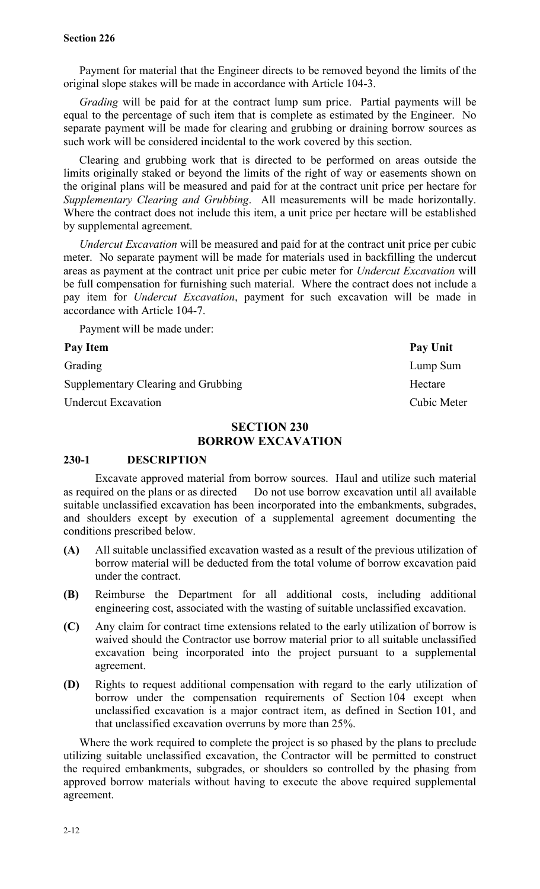Payment for material that the Engineer directs to be removed beyond the limits of the original slope stakes will be made in accordance with Article 104-3.

*Grading* will be paid for at the contract lump sum price. Partial payments will be equal to the percentage of such item that is complete as estimated by the Engineer. No separate payment will be made for clearing and grubbing or draining borrow sources as such work will be considered incidental to the work covered by this section.

Clearing and grubbing work that is directed to be performed on areas outside the limits originally staked or beyond the limits of the right of way or easements shown on the original plans will be measured and paid for at the contract unit price per hectare for *Supplementary Clearing and Grubbing*. All measurements will be made horizontally. Where the contract does not include this item, a unit price per hectare will be established by supplemental agreement.

*Undercut Excavation* will be measured and paid for at the contract unit price per cubic meter. No separate payment will be made for materials used in backfilling the undercut areas as payment at the contract unit price per cubic meter for *Undercut Excavation* will be full compensation for furnishing such material. Where the contract does not include a pay item for *Undercut Excavation*, payment for such excavation will be made in accordance with Article 104-7.

Payment will be made under:

| **Pay Item** | **Pay Unit** |
|---|---|
| Grading | Lump Sum |
| Supplementary Clearing and Grubbing | Hectare |
| Undercut Excavation | Cubic Meter |

## SECTION 230
## BORROW EXCAVATION

### 230-1 DESCRIPTION

Excavate approved material from borrow sources. Haul and utilize such material as required on the plans or as directed Do not use borrow excavation until all available suitable unclassified excavation has been incorporated into the embankments, subgrades, and shoulders except by execution of a supplemental agreement documenting the conditions prescribed below.

**(A)** All suitable unclassified excavation wasted as a result of the previous utilization of borrow material will be deducted from the total volume of borrow excavation paid under the contract.

**(B)** Reimburse the Department for all additional costs, including additional engineering cost, associated with the wasting of suitable unclassified excavation.

**(C)** Any claim for contract time extensions related to the early utilization of borrow is waived should the Contractor use borrow material prior to all suitable unclassified excavation being incorporated into the project pursuant to a supplemental agreement.

**(D)** Rights to request additional compensation with regard to the early utilization of borrow under the compensation requirements of Section 104 except when unclassified excavation is a major contract item, as defined in Section 101, and that unclassified excavation overruns by more than 25%.

Where the work required to complete the project is so phased by the plans to preclude utilizing suitable unclassified excavation, the Contractor will be permitted to construct the required embankments, subgrades, or shoulders so controlled by the phasing from approved borrow materials without having to execute the above required supplemental agreement.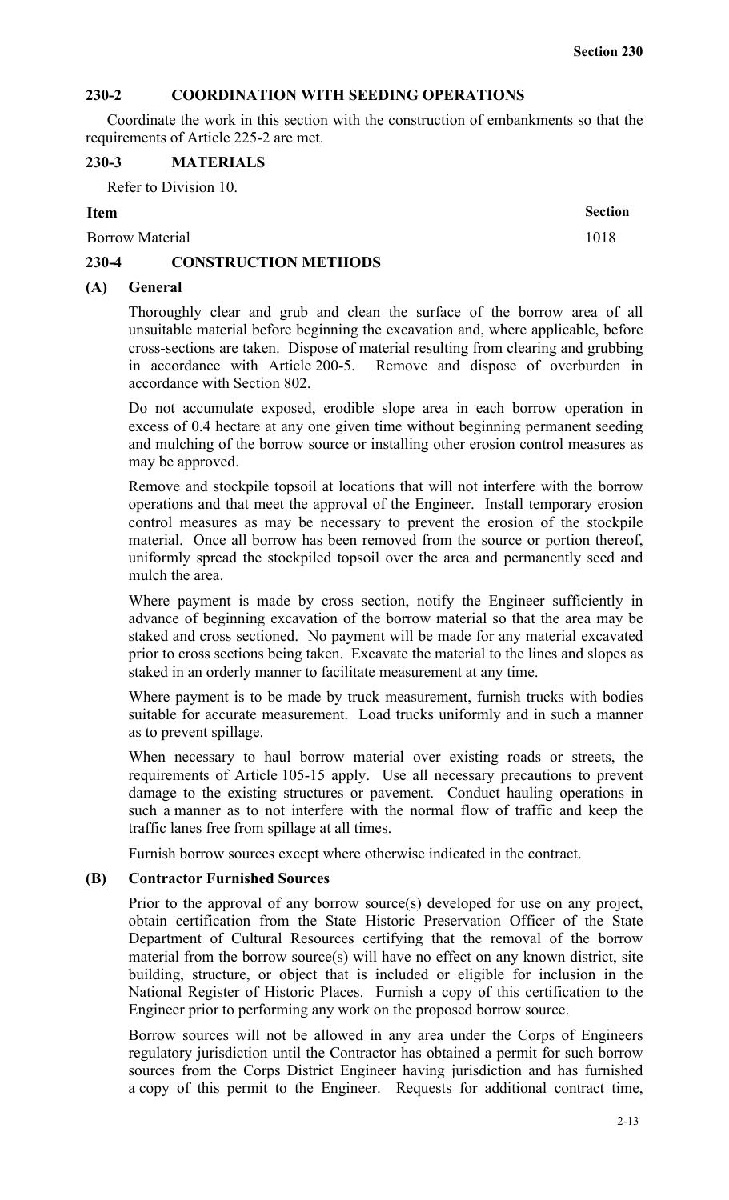## 230-2 COORDINATION WITH SEEDING OPERATIONS

Coordinate the work in this section with the construction of embankments so that the requirements of Article 225-2 are met.

## 230-3 MATERIALS

Refer to Division 10.

| Item | Section |
|---|---|
| Borrow Material | 1018 |

## 230-4 CONSTRUCTION METHODS

### (A) General

Thoroughly clear and grub and clean the surface of the borrow area of all unsuitable material before beginning the excavation and, where applicable, before cross-sections are taken. Dispose of material resulting from clearing and grubbing in accordance with Article 200-5. Remove and dispose of overburden in accordance with Section 802.

Do not accumulate exposed, erodible slope area in each borrow operation in excess of 0.4 hectare at any one given time without beginning permanent seeding and mulching of the borrow source or installing other erosion control measures as may be approved.

Remove and stockpile topsoil at locations that will not interfere with the borrow operations and that meet the approval of the Engineer. Install temporary erosion control measures as may be necessary to prevent the erosion of the stockpile material. Once all borrow has been removed from the source or portion thereof, uniformly spread the stockpiled topsoil over the area and permanently seed and mulch the area.

Where payment is made by cross section, notify the Engineer sufficiently in advance of beginning excavation of the borrow material so that the area may be staked and cross sectioned. No payment will be made for any material excavated prior to cross sections being taken. Excavate the material to the lines and slopes as staked in an orderly manner to facilitate measurement at any time.

Where payment is to be made by truck measurement, furnish trucks with bodies suitable for accurate measurement. Load trucks uniformly and in such a manner as to prevent spillage.

When necessary to haul borrow material over existing roads or streets, the requirements of Article 105-15 apply. Use all necessary precautions to prevent damage to the existing structures or pavement. Conduct hauling operations in such a manner as to not interfere with the normal flow of traffic and keep the traffic lanes free from spillage at all times.

Furnish borrow sources except where otherwise indicated in the contract.

### (B) Contractor Furnished Sources

Prior to the approval of any borrow source(s) developed for use on any project, obtain certification from the State Historic Preservation Officer of the State Department of Cultural Resources certifying that the removal of the borrow material from the borrow source(s) will have no effect on any known district, site building, structure, or object that is included or eligible for inclusion in the National Register of Historic Places. Furnish a copy of this certification to the Engineer prior to performing any work on the proposed borrow source.

Borrow sources will not be allowed in any area under the Corps of Engineers regulatory jurisdiction until the Contractor has obtained a permit for such borrow sources from the Corps District Engineer having jurisdiction and has furnished a copy of this permit to the Engineer. Requests for additional contract time,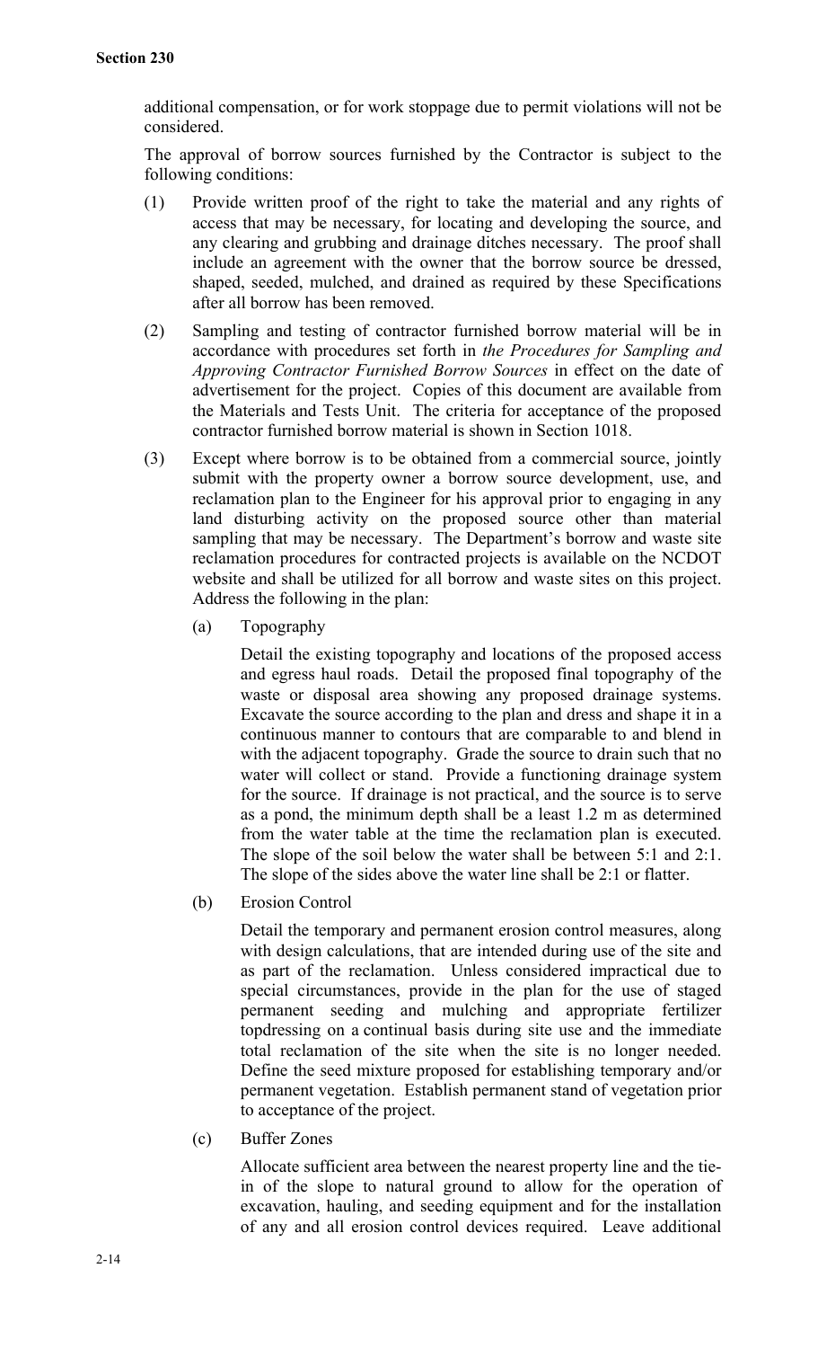additional compensation, or for work stoppage due to permit violations will not be considered.

The approval of borrow sources furnished by the Contractor is subject to the following conditions:

(1) Provide written proof of the right to take the material and any rights of access that may be necessary, for locating and developing the source, and any clearing and grubbing and drainage ditches necessary. The proof shall include an agreement with the owner that the borrow source be dressed, shaped, seeded, mulched, and drained as required by these Specifications after all borrow has been removed.

(2) Sampling and testing of contractor furnished borrow material will be in accordance with procedures set forth in *the Procedures for Sampling and Approving Contractor Furnished Borrow Sources* in effect on the date of advertisement for the project. Copies of this document are available from the Materials and Tests Unit. The criteria for acceptance of the proposed contractor furnished borrow material is shown in Section 1018.

(3) Except where borrow is to be obtained from a commercial source, jointly submit with the property owner a borrow source development, use, and reclamation plan to the Engineer for his approval prior to engaging in any land disturbing activity on the proposed source other than material sampling that may be necessary. The Department's borrow and waste site reclamation procedures for contracted projects is available on the NCDOT website and shall be utilized for all borrow and waste sites on this project. Address the following in the plan:

   (a) Topography

   Detail the existing topography and locations of the proposed access and egress haul roads. Detail the proposed final topography of the waste or disposal area showing any proposed drainage systems. Excavate the source according to the plan and dress and shape it in a continuous manner to contours that are comparable to and blend in with the adjacent topography. Grade the source to drain such that no water will collect or stand. Provide a functioning drainage system for the source. If drainage is not practical, and the source is to serve as a pond, the minimum depth shall be a least 1.2 m as determined from the water table at the time the reclamation plan is executed. The slope of the soil below the water shall be between 5:1 and 2:1. The slope of the sides above the water line shall be 2:1 or flatter.

   (b) Erosion Control

   Detail the temporary and permanent erosion control measures, along with design calculations, that are intended during use of the site and as part of the reclamation. Unless considered impractical due to special circumstances, provide in the plan for the use of staged permanent seeding and mulching and appropriate fertilizer topdressing on a continual basis during site use and the immediate total reclamation of the site when the site is no longer needed. Define the seed mixture proposed for establishing temporary and/or permanent vegetation. Establish permanent stand of vegetation prior to acceptance of the project.

   (c) Buffer Zones

   Allocate sufficient area between the nearest property line and the tie-in of the slope to natural ground to allow for the operation of excavation, hauling, and seeding equipment and for the installation of any and all erosion control devices required. Leave additional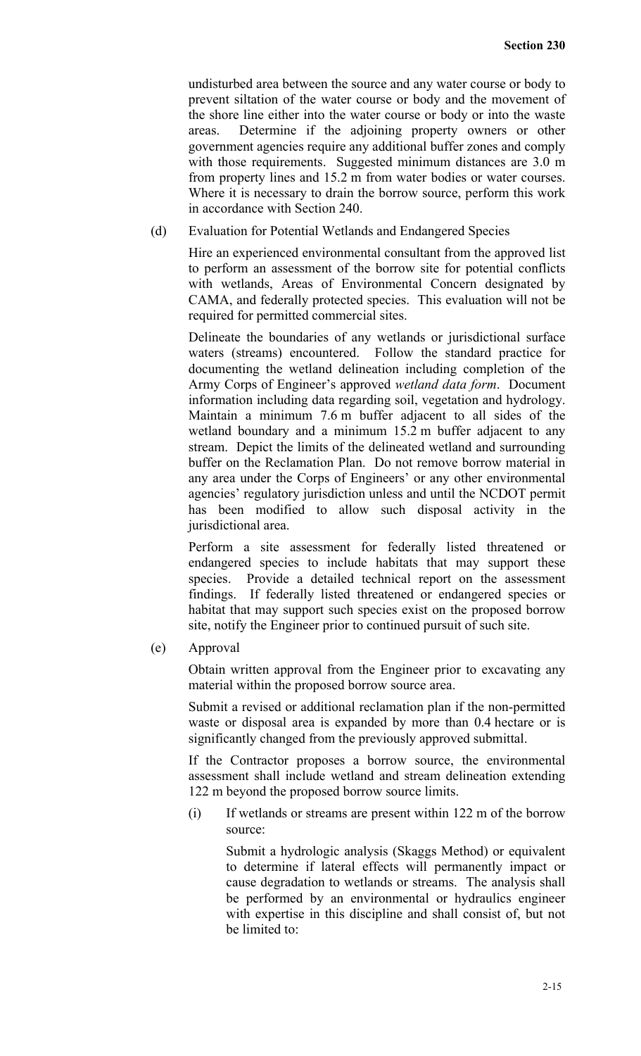undisturbed area between the source and any water course or body to prevent siltation of the water course or body and the movement of the shore line either into the water course or body or into the waste areas. Determine if the adjoining property owners or other government agencies require any additional buffer zones and comply with those requirements. Suggested minimum distances are 3.0 m from property lines and 15.2 m from water bodies or water courses. Where it is necessary to drain the borrow source, perform this work in accordance with Section 240.

(d) Evaluation for Potential Wetlands and Endangered Species

Hire an experienced environmental consultant from the approved list to perform an assessment of the borrow site for potential conflicts with wetlands, Areas of Environmental Concern designated by CAMA, and federally protected species. This evaluation will not be required for permitted commercial sites.

Delineate the boundaries of any wetlands or jurisdictional surface waters (streams) encountered. Follow the standard practice for documenting the wetland delineation including completion of the Army Corps of Engineer's approved *wetland data form*. Document information including data regarding soil, vegetation and hydrology. Maintain a minimum 7.6 m buffer adjacent to all sides of the wetland boundary and a minimum 15.2 m buffer adjacent to any stream. Depict the limits of the delineated wetland and surrounding buffer on the Reclamation Plan. Do not remove borrow material in any area under the Corps of Engineers' or any other environmental agencies' regulatory jurisdiction unless and until the NCDOT permit has been modified to allow such disposal activity in the jurisdictional area.

Perform a site assessment for federally listed threatened or endangered species to include habitats that may support these species. Provide a detailed technical report on the assessment findings. If federally listed threatened or endangered species or habitat that may support such species exist on the proposed borrow site, notify the Engineer prior to continued pursuit of such site.

(e) Approval

Obtain written approval from the Engineer prior to excavating any material within the proposed borrow source area.

Submit a revised or additional reclamation plan if the non-permitted waste or disposal area is expanded by more than 0.4 hectare or is significantly changed from the previously approved submittal.

If the Contractor proposes a borrow source, the environmental assessment shall include wetland and stream delineation extending 122 m beyond the proposed borrow source limits.

(i) If wetlands or streams are present within 122 m of the borrow source:

Submit a hydrologic analysis (Skaggs Method) or equivalent to determine if lateral effects will permanently impact or cause degradation to wetlands or streams. The analysis shall be performed by an environmental or hydraulics engineer with expertise in this discipline and shall consist of, but not be limited to: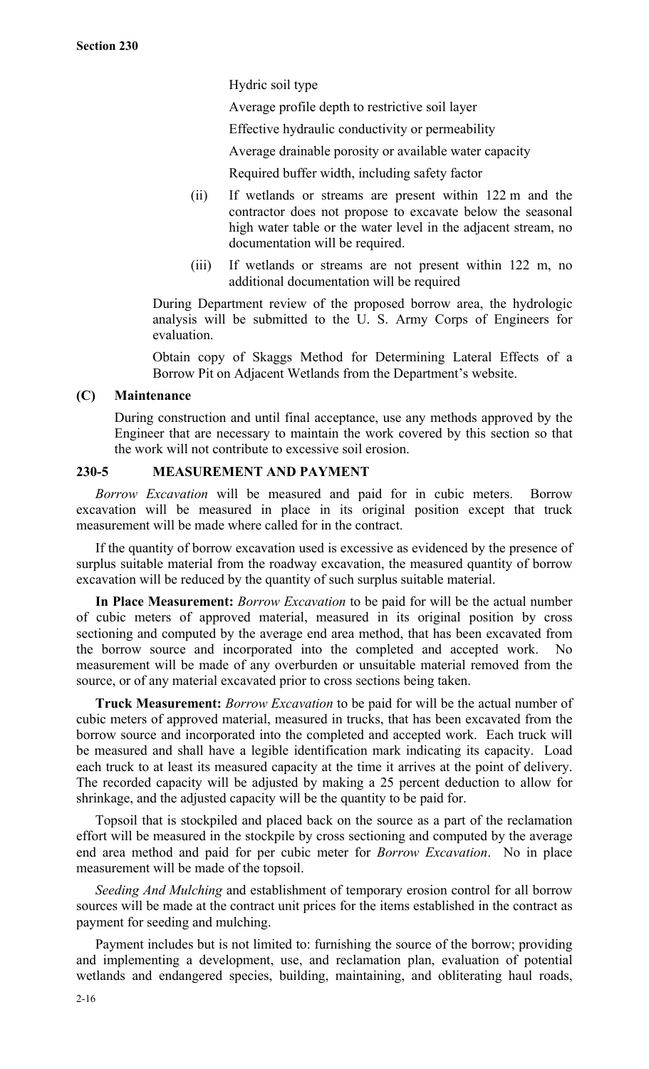Hydric soil type

Average profile depth to restrictive soil layer

Effective hydraulic conductivity or permeability

Average drainable porosity or available water capacity

Required buffer width, including safety factor

(ii) If wetlands or streams are present within 122 m and the contractor does not propose to excavate below the seasonal high water table or the water level in the adjacent stream, no documentation will be required.

(iii) If wetlands or streams are not present within 122 m, no additional documentation will be required

During Department review of the proposed borrow area, the hydrologic analysis will be submitted to the U. S. Army Corps of Engineers for evaluation.

Obtain copy of Skaggs Method for Determining Lateral Effects of a Borrow Pit on Adjacent Wetlands from the Department's website.

### (C) Maintenance

During construction and until final acceptance, use any methods approved by the Engineer that are necessary to maintain the work covered by this section so that the work will not contribute to excessive soil erosion.

## 230-5 MEASUREMENT AND PAYMENT

*Borrow Excavation* will be measured and paid for in cubic meters. Borrow excavation will be measured in place in its original position except that truck measurement will be made where called for in the contract.

If the quantity of borrow excavation used is excessive as evidenced by the presence of surplus suitable material from the roadway excavation, the measured quantity of borrow excavation will be reduced by the quantity of such surplus suitable material.

**In Place Measurement:** *Borrow Excavation* to be paid for will be the actual number of cubic meters of approved material, measured in its original position by cross sectioning and computed by the average end area method, that has been excavated from the borrow source and incorporated into the completed and accepted work. No measurement will be made of any overburden or unsuitable material removed from the source, or of any material excavated prior to cross sections being taken.

**Truck Measurement:** *Borrow Excavation* to be paid for will be the actual number of cubic meters of approved material, measured in trucks, that has been excavated from the borrow source and incorporated into the completed and accepted work. Each truck will be measured and shall have a legible identification mark indicating its capacity. Load each truck to at least its measured capacity at the time it arrives at the point of delivery. The recorded capacity will be adjusted by making a 25 percent deduction to allow for shrinkage, and the adjusted capacity will be the quantity to be paid for.

Topsoil that is stockpiled and placed back on the source as a part of the reclamation effort will be measured in the stockpile by cross sectioning and computed by the average end area method and paid for per cubic meter for *Borrow Excavation*. No in place measurement will be made of the topsoil.

*Seeding And Mulching* and establishment of temporary erosion control for all borrow sources will be made at the contract unit prices for the items established in the contract as payment for seeding and mulching.

Payment includes but is not limited to: furnishing the source of the borrow; providing and implementing a development, use, and reclamation plan, evaluation of potential wetlands and endangered species, building, maintaining, and obliterating haul roads,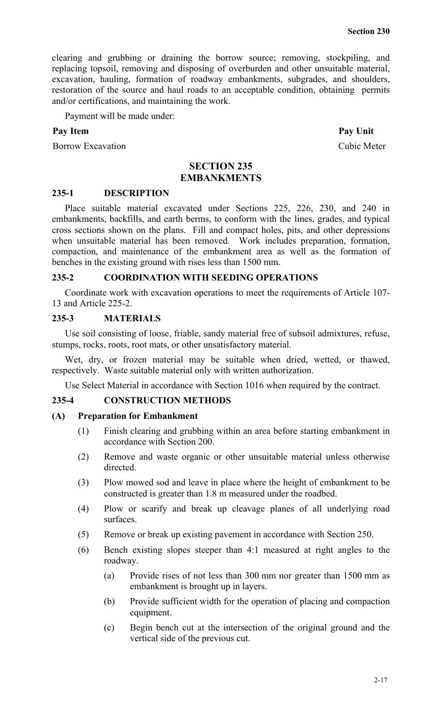clearing and grubbing or draining the borrow source; removing, stockpiling, and replacing topsoil, removing and disposing of overburden and other unsuitable material, excavation, hauling, formation of roadway embankments, subgrades, and shoulders, restoration of the source and haul roads to an acceptable condition, obtaining permits and/or certifications, and maintaining the work.

Payment will be made under:

| **Pay Item** | **Pay Unit** |
|---|---|
| Borrow Excavation | Cubic Meter |

## SECTION 235
## EMBANKMENTS

### 235-1 DESCRIPTION

Place suitable material excavated under Sections 225, 226, 230, and 240 in embankments, backfills, and earth berms, to conform with the lines, grades, and typical cross sections shown on the plans. Fill and compact holes, pits, and other depressions when unsuitable material has been removed. Work includes preparation, formation, compaction, and maintenance of the embankment area as well as the formation of benches in the existing ground with rises less than 1500 mm.

### 235-2 COORDINATION WITH SEEDING OPERATIONS

Coordinate work with excavation operations to meet the requirements of Article 107-13 and Article 225-2.

### 235-3 MATERIALS

Use soil consisting of loose, friable, sandy material free of subsoil admixtures, refuse, stumps, rocks, roots, root mats, or other unsatisfactory material.

Wet, dry, or frozen material may be suitable when dried, wetted, or thawed, respectively. Waste suitable material only with written authorization.

Use Select Material in accordance with Section 1016 when required by the contract.

### 235-4 CONSTRUCTION METHODS

**(A) Preparation for Embankment**

(1) Finish clearing and grubbing within an area before starting embankment in accordance with Section 200.

(2) Remove and waste organic or other unsuitable material unless otherwise directed.

(3) Plow mowed sod and leave in place where the height of embankment to be constructed is greater than 1.8 m measured under the roadbed.

(4) Plow or scarify and break up cleavage planes of all underlying road surfaces.

(5) Remove or break up existing pavement in accordance with Section 250.

(6) Bench existing slopes steeper than 4:1 measured at right angles to the roadway.

(a) Provide rises of not less than 300 mm nor greater than 1500 mm as embankment is brought up in layers.

(b) Provide sufficient width for the operation of placing and compaction equipment.

(c) Begin bench cut at the intersection of the original ground and the vertical side of the previous cut.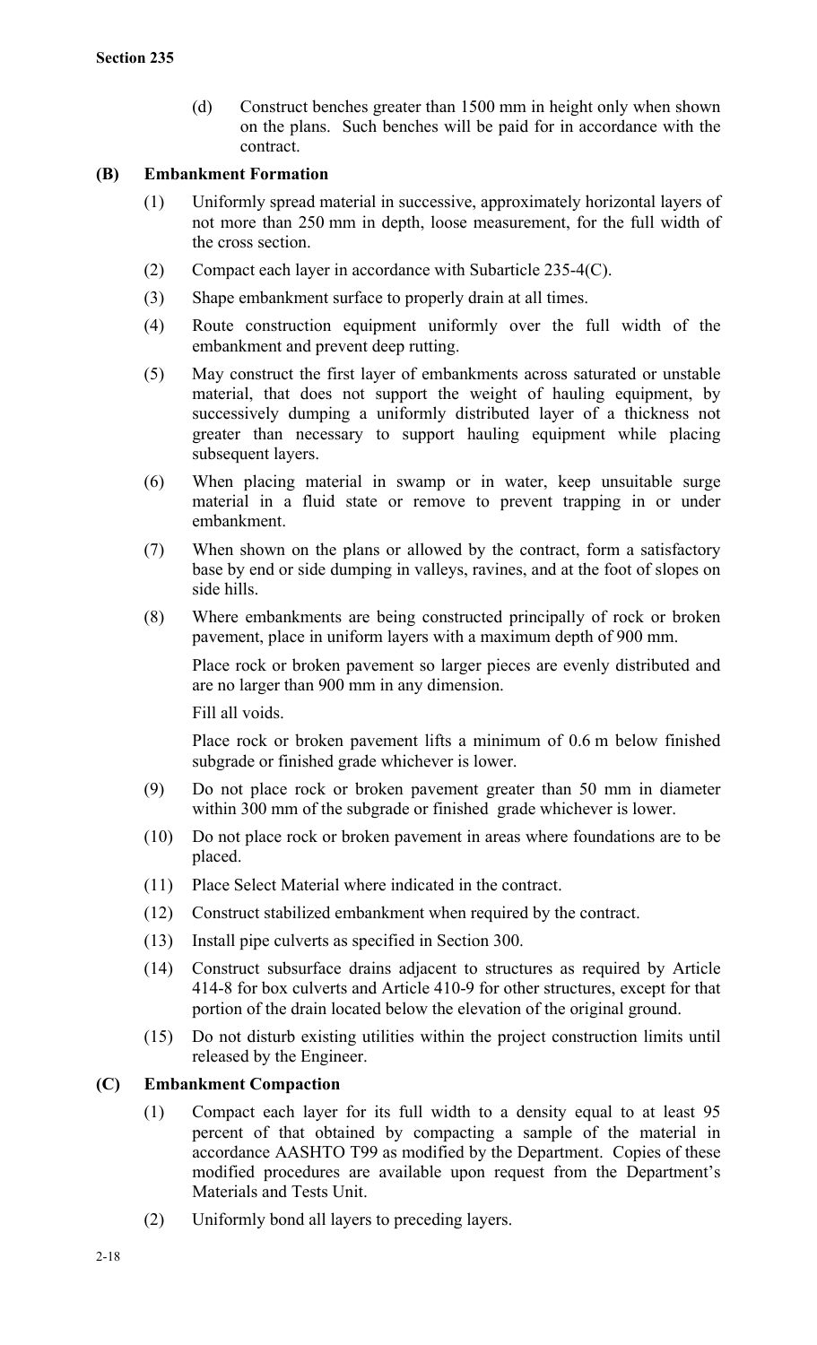(d) Construct benches greater than 1500 mm in height only when shown on the plans. Such benches will be paid for in accordance with the contract.

**(B) Embankment Formation**

(1) Uniformly spread material in successive, approximately horizontal layers of not more than 250 mm in depth, loose measurement, for the full width of the cross section.

(2) Compact each layer in accordance with Subarticle 235-4(C).

(3) Shape embankment surface to properly drain at all times.

(4) Route construction equipment uniformly over the full width of the embankment and prevent deep rutting.

(5) May construct the first layer of embankments across saturated or unstable material, that does not support the weight of hauling equipment, by successively dumping a uniformly distributed layer of a thickness not greater than necessary to support hauling equipment while placing subsequent layers.

(6) When placing material in swamp or in water, keep unsuitable surge material in a fluid state or remove to prevent trapping in or under embankment.

(7) When shown on the plans or allowed by the contract, form a satisfactory base by end or side dumping in valleys, ravines, and at the foot of slopes on side hills.

(8) Where embankments are being constructed principally of rock or broken pavement, place in uniform layers with a maximum depth of 900 mm.

Place rock or broken pavement so larger pieces are evenly distributed and are no larger than 900 mm in any dimension.

Fill all voids.

Place rock or broken pavement lifts a minimum of 0.6 m below finished subgrade or finished grade whichever is lower.

(9) Do not place rock or broken pavement greater than 50 mm in diameter within 300 mm of the subgrade or finished grade whichever is lower.

(10) Do not place rock or broken pavement in areas where foundations are to be placed.

(11) Place Select Material where indicated in the contract.

(12) Construct stabilized embankment when required by the contract.

(13) Install pipe culverts as specified in Section 300.

(14) Construct subsurface drains adjacent to structures as required by Article 414-8 for box culverts and Article 410-9 for other structures, except for that portion of the drain located below the elevation of the original ground.

(15) Do not disturb existing utilities within the project construction limits until released by the Engineer.

**(C) Embankment Compaction**

(1) Compact each layer for its full width to a density equal to at least 95 percent of that obtained by compacting a sample of the material in accordance AASHTO T99 as modified by the Department. Copies of these modified procedures are available upon request from the Department's Materials and Tests Unit.

(2) Uniformly bond all layers to preceding layers.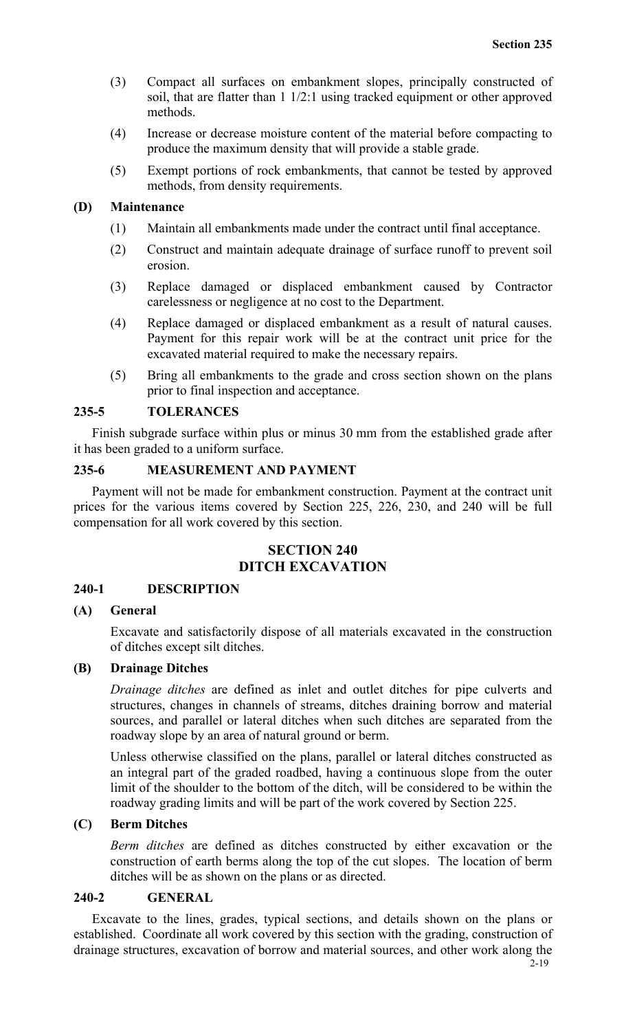(3) Compact all surfaces on embankment slopes, principally constructed of soil, that are flatter than 1 1/2:1 using tracked equipment or other approved methods.

(4) Increase or decrease moisture content of the material before compacting to produce the maximum density that will provide a stable grade.

(5) Exempt portions of rock embankments, that cannot be tested by approved methods, from density requirements.

### (D) Maintenance

(1) Maintain all embankments made under the contract until final acceptance.

(2) Construct and maintain adequate drainage of surface runoff to prevent soil erosion.

(3) Replace damaged or displaced embankment caused by Contractor carelessness or negligence at no cost to the Department.

(4) Replace damaged or displaced embankment as a result of natural causes. Payment for this repair work will be at the contract unit price for the excavated material required to make the necessary repairs.

(5) Bring all embankments to the grade and cross section shown on the plans prior to final inspection and acceptance.

## 235-5 TOLERANCES

Finish subgrade surface within plus or minus 30 mm from the established grade after it has been graded to a uniform surface.

## 235-6 MEASUREMENT AND PAYMENT

Payment will not be made for embankment construction. Payment at the contract unit prices for the various items covered by Section 225, 226, 230, and 240 will be full compensation for all work covered by this section.

# SECTION 240
# DITCH EXCAVATION

## 240-1 DESCRIPTION

### (A) General

Excavate and satisfactorily dispose of all materials excavated in the construction of ditches except silt ditches.

### (B) Drainage Ditches

*Drainage ditches* are defined as inlet and outlet ditches for pipe culverts and structures, changes in channels of streams, ditches draining borrow and material sources, and parallel or lateral ditches when such ditches are separated from the roadway slope by an area of natural ground or berm.

Unless otherwise classified on the plans, parallel or lateral ditches constructed as an integral part of the graded roadbed, having a continuous slope from the outer limit of the shoulder to the bottom of the ditch, will be considered to be within the roadway grading limits and will be part of the work covered by Section 225.

### (C) Berm Ditches

*Berm ditches* are defined as ditches constructed by either excavation or the construction of earth berms along the top of the cut slopes. The location of berm ditches will be as shown on the plans or as directed.

## 240-2 GENERAL

Excavate to the lines, grades, typical sections, and details shown on the plans or established. Coordinate all work covered by this section with the grading, construction of drainage structures, excavation of borrow and material sources, and other work along the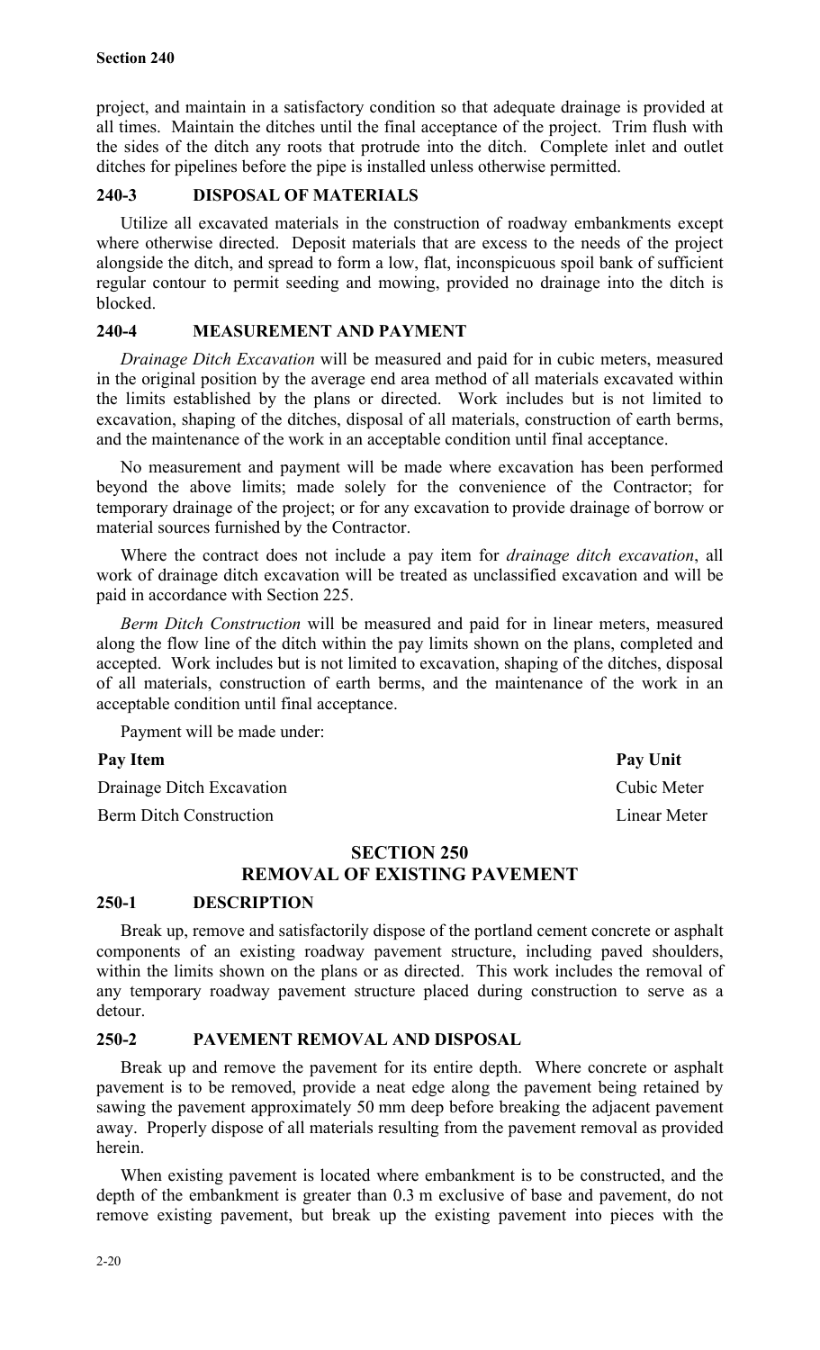project, and maintain in a satisfactory condition so that adequate drainage is provided at all times. Maintain the ditches until the final acceptance of the project. Trim flush with the sides of the ditch any roots that protrude into the ditch. Complete inlet and outlet ditches for pipelines before the pipe is installed unless otherwise permitted.

### 240-3 DISPOSAL OF MATERIALS

Utilize all excavated materials in the construction of roadway embankments except where otherwise directed. Deposit materials that are excess to the needs of the project alongside the ditch, and spread to form a low, flat, inconspicuous spoil bank of sufficient regular contour to permit seeding and mowing, provided no drainage into the ditch is blocked.

### 240-4 MEASUREMENT AND PAYMENT

*Drainage Ditch Excavation* will be measured and paid for in cubic meters, measured in the original position by the average end area method of all materials excavated within the limits established by the plans or directed. Work includes but is not limited to excavation, shaping of the ditches, disposal of all materials, construction of earth berms, and the maintenance of the work in an acceptable condition until final acceptance.

No measurement and payment will be made where excavation has been performed beyond the above limits; made solely for the convenience of the Contractor; for temporary drainage of the project; or for any excavation to provide drainage of borrow or material sources furnished by the Contractor.

Where the contract does not include a pay item for *drainage ditch excavation*, all work of drainage ditch excavation will be treated as unclassified excavation and will be paid in accordance with Section 225.

*Berm Ditch Construction* will be measured and paid for in linear meters, measured along the flow line of the ditch within the pay limits shown on the plans, completed and accepted. Work includes but is not limited to excavation, shaping of the ditches, disposal of all materials, construction of earth berms, and the maintenance of the work in an acceptable condition until final acceptance.

Payment will be made under:

| Pay Item | Pay Unit |
|---|---|
| Drainage Ditch Excavation | Cubic Meter |
| Berm Ditch Construction | Linear Meter |

## SECTION 250
## REMOVAL OF EXISTING PAVEMENT

### 250-1 DESCRIPTION

Break up, remove and satisfactorily dispose of the portland cement concrete or asphalt components of an existing roadway pavement structure, including paved shoulders, within the limits shown on the plans or as directed. This work includes the removal of any temporary roadway pavement structure placed during construction to serve as a detour.

### 250-2 PAVEMENT REMOVAL AND DISPOSAL

Break up and remove the pavement for its entire depth. Where concrete or asphalt pavement is to be removed, provide a neat edge along the pavement being retained by sawing the pavement approximately 50 mm deep before breaking the adjacent pavement away. Properly dispose of all materials resulting from the pavement removal as provided herein.

When existing pavement is located where embankment is to be constructed, and the depth of the embankment is greater than 0.3 m exclusive of base and pavement, do not remove existing pavement, but break up the existing pavement into pieces with the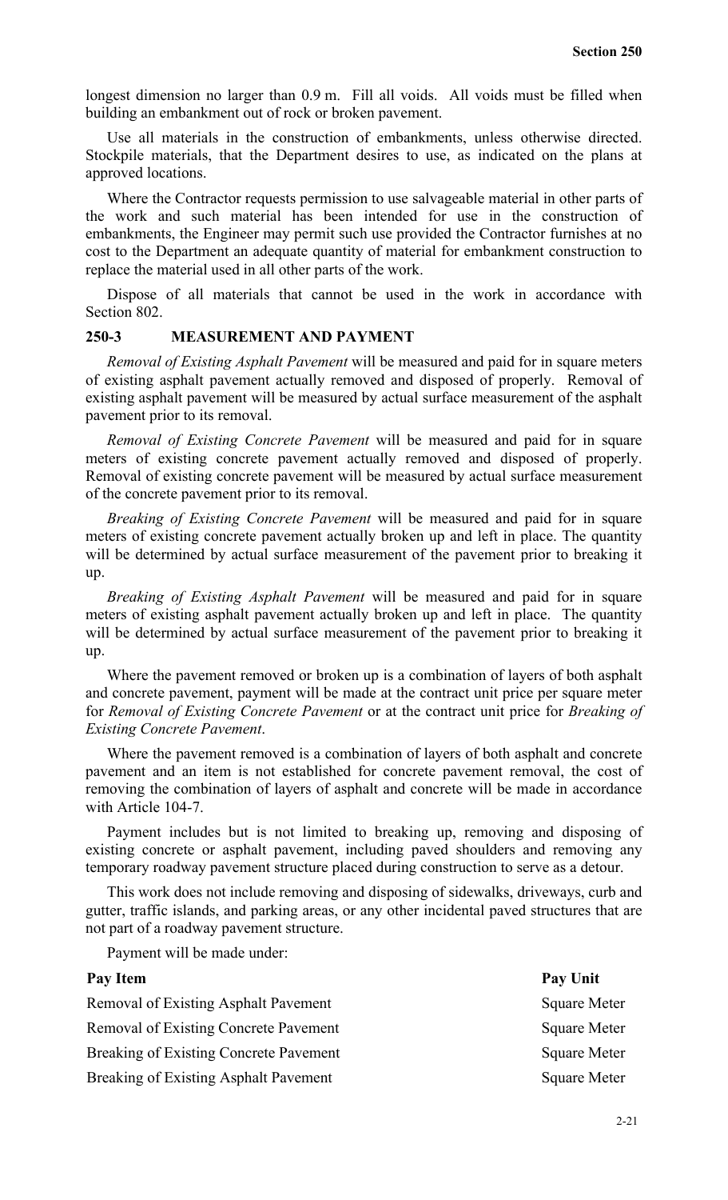longest dimension no larger than 0.9 m. Fill all voids. All voids must be filled when building an embankment out of rock or broken pavement.

Use all materials in the construction of embankments, unless otherwise directed. Stockpile materials, that the Department desires to use, as indicated on the plans at approved locations.

Where the Contractor requests permission to use salvageable material in other parts of the work and such material has been intended for use in the construction of embankments, the Engineer may permit such use provided the Contractor furnishes at no cost to the Department an adequate quantity of material for embankment construction to replace the material used in all other parts of the work.

Dispose of all materials that cannot be used in the work in accordance with Section 802.

## 250-3 MEASUREMENT AND PAYMENT

*Removal of Existing Asphalt Pavement* will be measured and paid for in square meters of existing asphalt pavement actually removed and disposed of properly. Removal of existing asphalt pavement will be measured by actual surface measurement of the asphalt pavement prior to its removal.

*Removal of Existing Concrete Pavement* will be measured and paid for in square meters of existing concrete pavement actually removed and disposed of properly. Removal of existing concrete pavement will be measured by actual surface measurement of the concrete pavement prior to its removal.

*Breaking of Existing Concrete Pavement* will be measured and paid for in square meters of existing concrete pavement actually broken up and left in place. The quantity will be determined by actual surface measurement of the pavement prior to breaking it up.

*Breaking of Existing Asphalt Pavement* will be measured and paid for in square meters of existing asphalt pavement actually broken up and left in place. The quantity will be determined by actual surface measurement of the pavement prior to breaking it up.

Where the pavement removed or broken up is a combination of layers of both asphalt and concrete pavement, payment will be made at the contract unit price per square meter for *Removal of Existing Concrete Pavement* or at the contract unit price for *Breaking of Existing Concrete Pavement*.

Where the pavement removed is a combination of layers of both asphalt and concrete pavement and an item is not established for concrete pavement removal, the cost of removing the combination of layers of asphalt and concrete will be made in accordance with Article 104-7.

Payment includes but is not limited to breaking up, removing and disposing of existing concrete or asphalt pavement, including paved shoulders and removing any temporary roadway pavement structure placed during construction to serve as a detour.

This work does not include removing and disposing of sidewalks, driveways, curb and gutter, traffic islands, and parking areas, or any other incidental paved structures that are not part of a roadway pavement structure.

Payment will be made under:

| Pay Item | Pay Unit |
|---|---|
| Removal of Existing Asphalt Pavement | Square Meter |
| Removal of Existing Concrete Pavement | Square Meter |
| Breaking of Existing Concrete Pavement | Square Meter |
| Breaking of Existing Asphalt Pavement | Square Meter |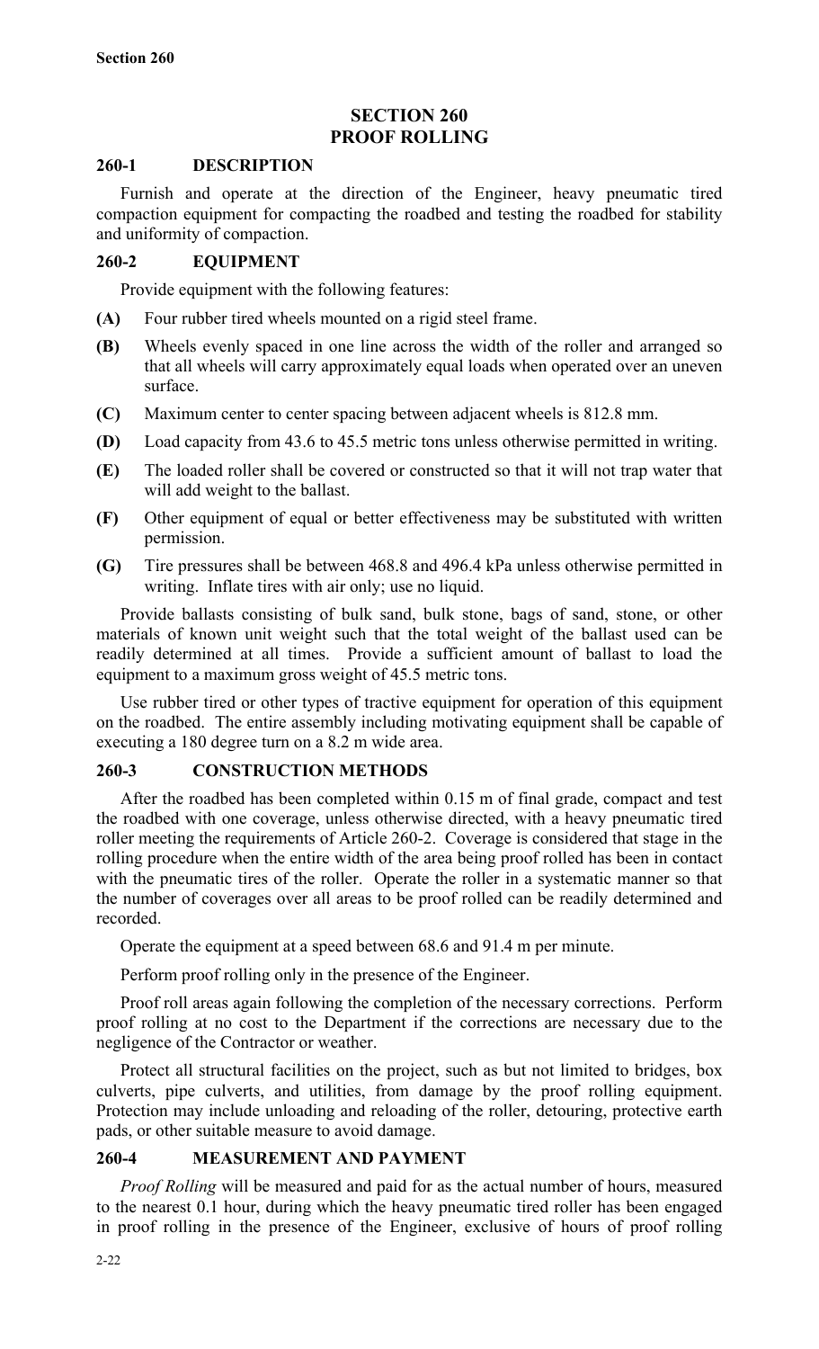# SECTION 260
# PROOF ROLLING

## 260-1 DESCRIPTION

Furnish and operate at the direction of the Engineer, heavy pneumatic tired compaction equipment for compacting the roadbed and testing the roadbed for stability and uniformity of compaction.

## 260-2 EQUIPMENT

Provide equipment with the following features:

**(A)** Four rubber tired wheels mounted on a rigid steel frame.

**(B)** Wheels evenly spaced in one line across the width of the roller and arranged so that all wheels will carry approximately equal loads when operated over an uneven surface.

**(C)** Maximum center to center spacing between adjacent wheels is 812.8 mm.

**(D)** Load capacity from 43.6 to 45.5 metric tons unless otherwise permitted in writing.

**(E)** The loaded roller shall be covered or constructed so that it will not trap water that will add weight to the ballast.

**(F)** Other equipment of equal or better effectiveness may be substituted with written permission.

**(G)** Tire pressures shall be between 468.8 and 496.4 kPa unless otherwise permitted in writing. Inflate tires with air only; use no liquid.

Provide ballasts consisting of bulk sand, bulk stone, bags of sand, stone, or other materials of known unit weight such that the total weight of the ballast used can be readily determined at all times. Provide a sufficient amount of ballast to load the equipment to a maximum gross weight of 45.5 metric tons.

Use rubber tired or other types of tractive equipment for operation of this equipment on the roadbed. The entire assembly including motivating equipment shall be capable of executing a 180 degree turn on a 8.2 m wide area.

## 260-3 CONSTRUCTION METHODS

After the roadbed has been completed within 0.15 m of final grade, compact and test the roadbed with one coverage, unless otherwise directed, with a heavy pneumatic tired roller meeting the requirements of Article 260-2. Coverage is considered that stage in the rolling procedure when the entire width of the area being proof rolled has been in contact with the pneumatic tires of the roller. Operate the roller in a systematic manner so that the number of coverages over all areas to be proof rolled can be readily determined and recorded.

Operate the equipment at a speed between 68.6 and 91.4 m per minute.

Perform proof rolling only in the presence of the Engineer.

Proof roll areas again following the completion of the necessary corrections. Perform proof rolling at no cost to the Department if the corrections are necessary due to the negligence of the Contractor or weather.

Protect all structural facilities on the project, such as but not limited to bridges, box culverts, pipe culverts, and utilities, from damage by the proof rolling equipment. Protection may include unloading and reloading of the roller, detouring, protective earth pads, or other suitable measure to avoid damage.

## 260-4 MEASUREMENT AND PAYMENT

*Proof Rolling* will be measured and paid for as the actual number of hours, measured to the nearest 0.1 hour, during which the heavy pneumatic tired roller has been engaged in proof rolling in the presence of the Engineer, exclusive of hours of proof rolling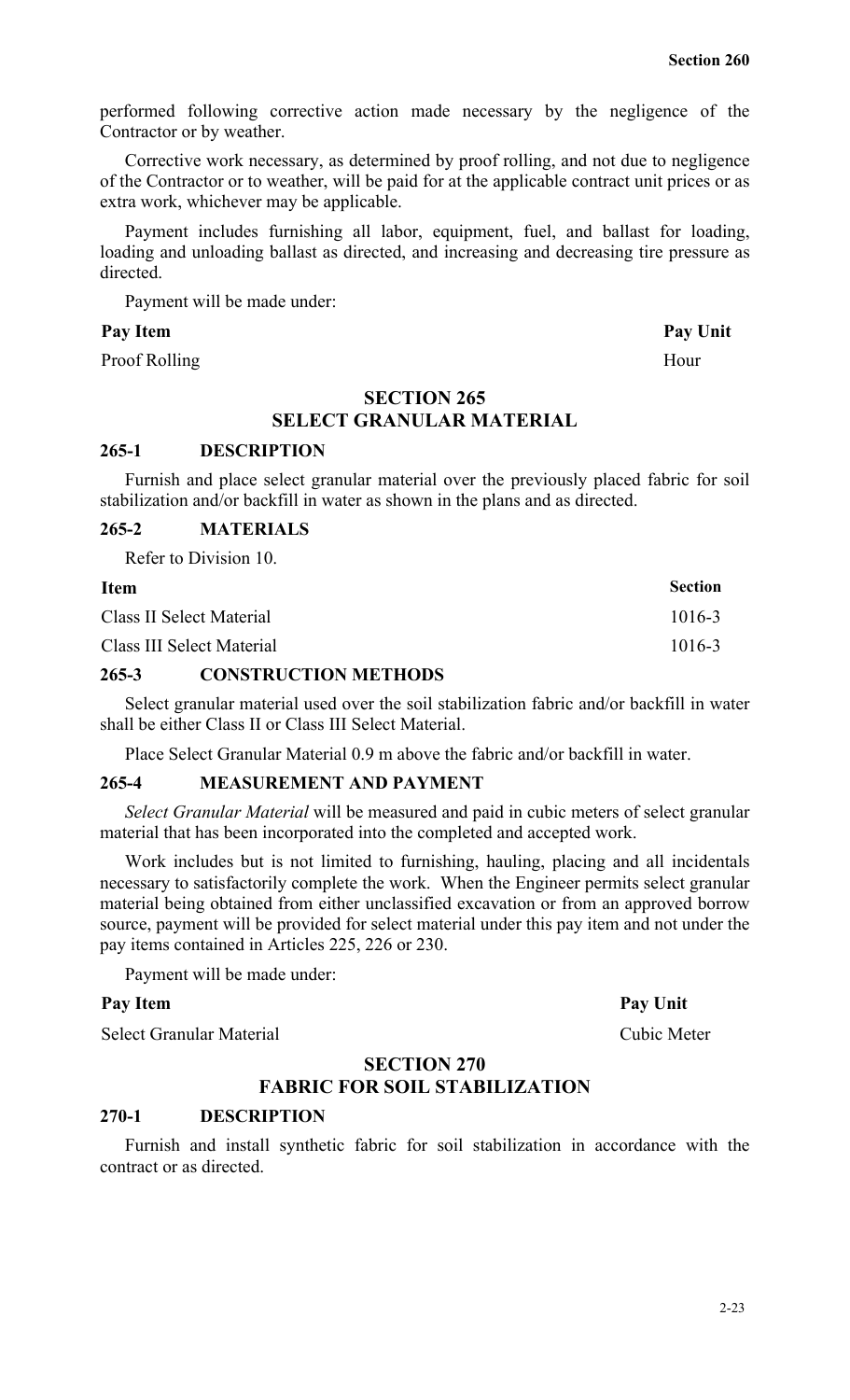performed following corrective action made necessary by the negligence of the Contractor or by weather.

Corrective work necessary, as determined by proof rolling, and not due to negligence of the Contractor or to weather, will be paid for at the applicable contract unit prices or as extra work, whichever may be applicable.

Payment includes furnishing all labor, equipment, fuel, and ballast for loading, loading and unloading ballast as directed, and increasing and decreasing tire pressure as directed.

Payment will be made under:

| Pay Item | Pay Unit |
|---|---|
| Proof Rolling | Hour |

## SECTION 265
## SELECT GRANULAR MATERIAL

### 265-1 DESCRIPTION

Furnish and place select granular material over the previously placed fabric for soil stabilization and/or backfill in water as shown in the plans and as directed.

### 265-2 MATERIALS

Refer to Division 10.

| Item | Section |
|---|---|
| Class II Select Material | 1016-3 |
| Class III Select Material | 1016-3 |

### 265-3 CONSTRUCTION METHODS

Select granular material used over the soil stabilization fabric and/or backfill in water shall be either Class II or Class III Select Material.

Place Select Granular Material 0.9 m above the fabric and/or backfill in water.

### 265-4 MEASUREMENT AND PAYMENT

*Select Granular Material* will be measured and paid in cubic meters of select granular material that has been incorporated into the completed and accepted work.

Work includes but is not limited to furnishing, hauling, placing and all incidentals necessary to satisfactorily complete the work. When the Engineer permits select granular material being obtained from either unclassified excavation or from an approved borrow source, payment will be provided for select material under this pay item and not under the pay items contained in Articles 225, 226 or 230.

Payment will be made under:

| Pay Item | Pay Unit |
|---|---|
| Select Granular Material | Cubic Meter |

## SECTION 270
## FABRIC FOR SOIL STABILIZATION

### 270-1 DESCRIPTION

Furnish and install synthetic fabric for soil stabilization in accordance with the contract or as directed.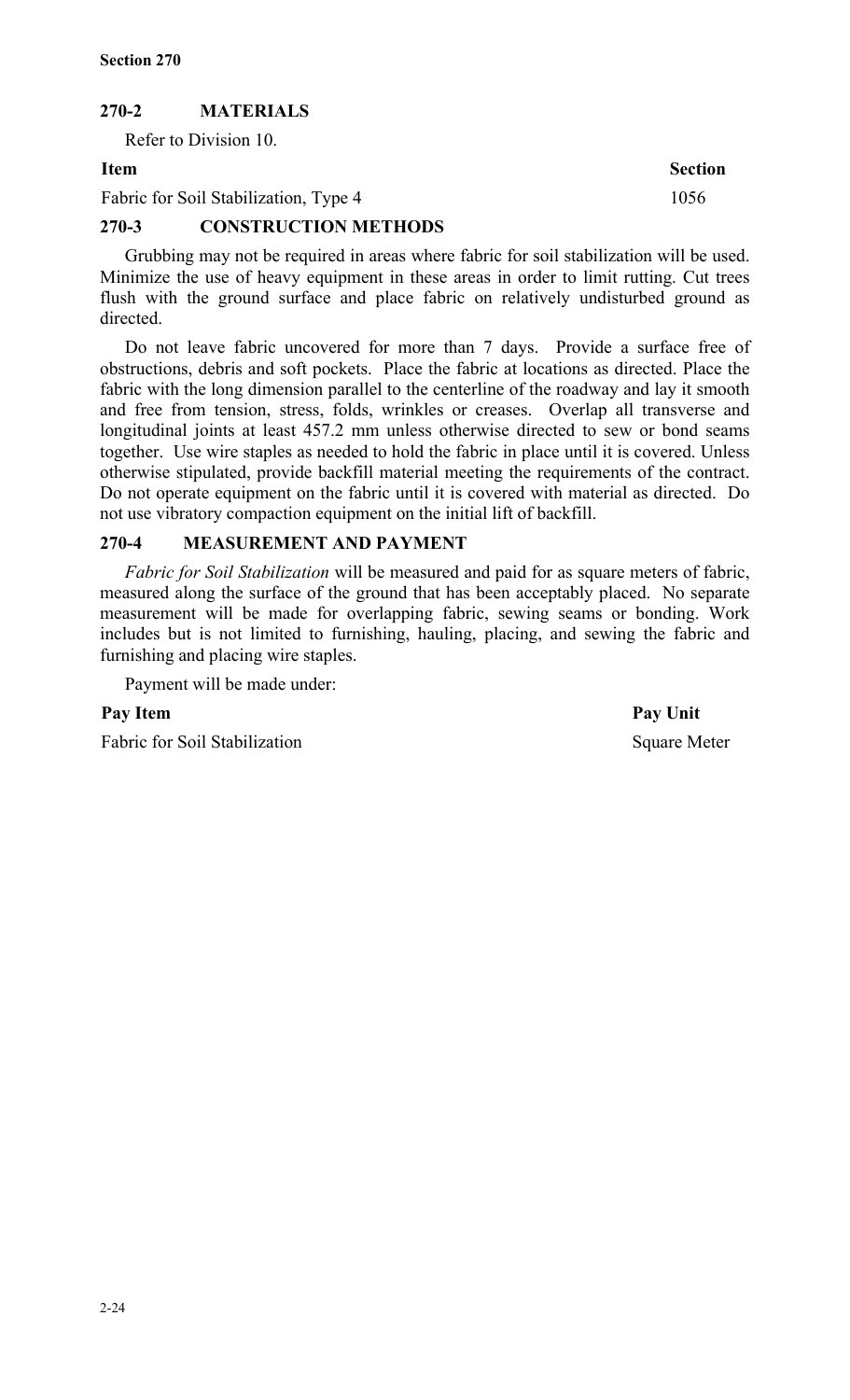## 270-2 MATERIALS

Refer to Division 10.

| Item | Section |
|---|---|
| Fabric for Soil Stabilization, Type 4 | 1056 |

## 270-3 CONSTRUCTION METHODS

Grubbing may not be required in areas where fabric for soil stabilization will be used. Minimize the use of heavy equipment in these areas in order to limit rutting. Cut trees flush with the ground surface and place fabric on relatively undisturbed ground as directed.

Do not leave fabric uncovered for more than 7 days. Provide a surface free of obstructions, debris and soft pockets. Place the fabric at locations as directed. Place the fabric with the long dimension parallel to the centerline of the roadway and lay it smooth and free from tension, stress, folds, wrinkles or creases. Overlap all transverse and longitudinal joints at least 457.2 mm unless otherwise directed to sew or bond seams together. Use wire staples as needed to hold the fabric in place until it is covered. Unless otherwise stipulated, provide backfill material meeting the requirements of the contract. Do not operate equipment on the fabric until it is covered with material as directed. Do not use vibratory compaction equipment on the initial lift of backfill.

## 270-4 MEASUREMENT AND PAYMENT

*Fabric for Soil Stabilization* will be measured and paid for as square meters of fabric, measured along the surface of the ground that has been acceptably placed. No separate measurement will be made for overlapping fabric, sewing seams or bonding. Work includes but is not limited to furnishing, hauling, placing, and sewing the fabric and furnishing and placing wire staples.

Payment will be made under:

| Pay Item | Pay Unit |
|---|---|
| Fabric for Soil Stabilization | Square Meter |